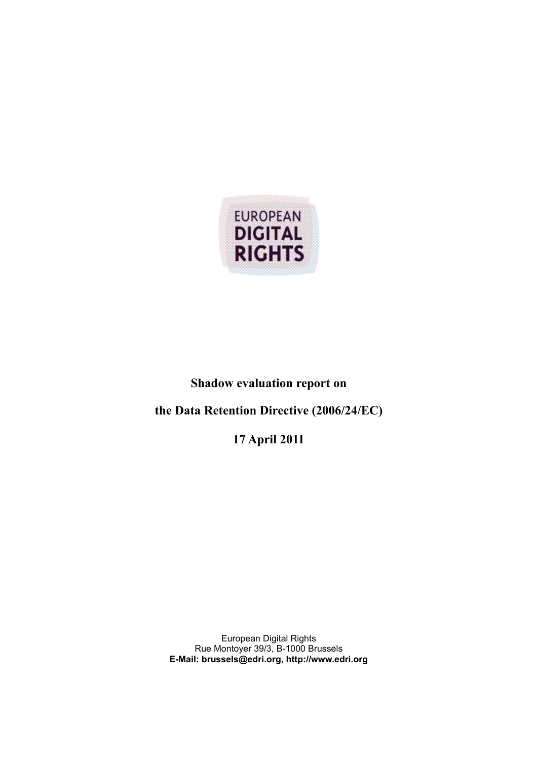EUROPEAN
DIGITAL
RIGHTS

**Shadow evaluation report on**

**the Data Retention Directive (2006/24/EC)**

**17 April 2011**

European Digital Rights
Rue Montoyer 39/3, B-1000 Brussels
**E-Mail: brussels@edri.org, http://www.edri.org**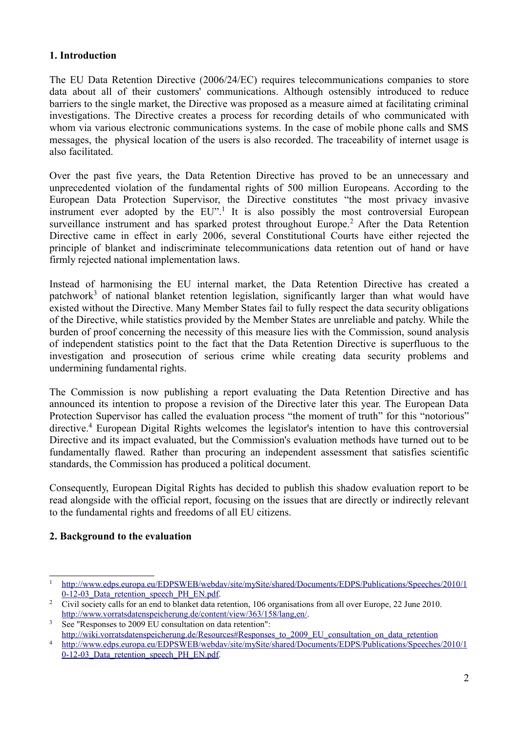## 1. Introduction

The EU Data Retention Directive (2006/24/EC) requires telecommunications companies to store data about all of their customers' communications. Although ostensibly introduced to reduce barriers to the single market, the Directive was proposed as a measure aimed at facilitating criminal investigations. The Directive creates a process for recording details of who communicated with whom via various electronic communications systems. In the case of mobile phone calls and SMS messages, the physical location of the users is also recorded. The traceability of internet usage is also facilitated.

Over the past five years, the Data Retention Directive has proved to be an unnecessary and unprecedented violation of the fundamental rights of 500 million Europeans. According to the European Data Protection Supervisor, the Directive constitutes "the most privacy invasive instrument ever adopted by the EU".[1] It is also possibly the most controversial European surveillance instrument and has sparked protest throughout Europe.[2] After the Data Retention Directive came in effect in early 2006, several Constitutional Courts have either rejected the principle of blanket and indiscriminate telecommunications data retention out of hand or have firmly rejected national implementation laws.

Instead of harmonising the EU internal market, the Data Retention Directive has created a patchwork[3] of national blanket retention legislation, significantly larger than what would have existed without the Directive. Many Member States fail to fully respect the data security obligations of the Directive, while statistics provided by the Member States are unreliable and patchy. While the burden of proof concerning the necessity of this measure lies with the Commission, sound analysis of independent statistics point to the fact that the Data Retention Directive is superfluous to the investigation and prosecution of serious crime while creating data security problems and undermining fundamental rights.

The Commission is now publishing a report evaluating the Data Retention Directive and has announced its intention to propose a revision of the Directive later this year. The European Data Protection Supervisor has called the evaluation process "the moment of truth" for this "notorious" directive.[4] European Digital Rights welcomes the legislator's intention to have this controversial Directive and its impact evaluated, but the Commission's evaluation methods have turned out to be fundamentally flawed. Rather than procuring an independent assessment that satisfies scientific standards, the Commission has produced a political document.

Consequently, European Digital Rights has decided to publish this shadow evaluation report to be read alongside with the official report, focusing on the issues that are directly or indirectly relevant to the fundamental rights and freedoms of all EU citizens.

## 2. Background to the evaluation

---

[1] http://www.edps.europa.eu/EDPSWEB/webdav/site/mySite/shared/Documents/EDPS/Publications/Speeches/2010/10-12-03_Data_retention_speech_PH_EN.pdf.

[2] Civil society calls for an end to blanket data retention, 106 organisations from all over Europe, 22 June 2010. http://www.vorratsdatenspeicherung.de/content/view/363/158/lang,en/.

[3] See "Responses to 2009 EU consultation on data retention": http://wiki.vorratsdatenspeicherung.de/Resources#Responses_to_2009_EU_consultation_on_data_retention

[4] http://www.edps.europa.eu/EDPSWEB/webdav/site/mySite/shared/Documents/EDPS/Publications/Speeches/2010/10-12-03_Data_retention_speech_PH_EN.pdf.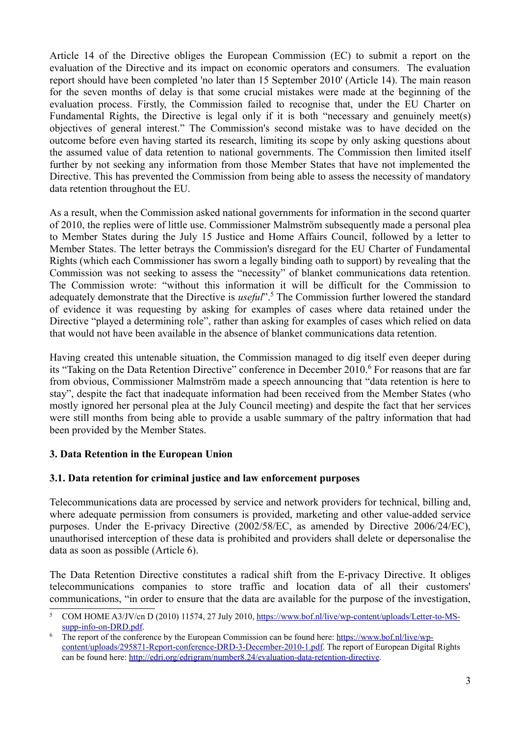Article 14 of the Directive obliges the European Commission (EC) to submit a report on the evaluation of the Directive and its impact on economic operators and consumers. The evaluation report should have been completed 'no later than 15 September 2010' (Article 14). The main reason for the seven months of delay is that some crucial mistakes were made at the beginning of the evaluation process. Firstly, the Commission failed to recognise that, under the EU Charter on Fundamental Rights, the Directive is legal only if it is both "necessary and genuinely meet(s) objectives of general interest." The Commission's second mistake was to have decided on the outcome before even having started its research, limiting its scope by only asking questions about the assumed value of data retention to national governments. The Commission then limited itself further by not seeking any information from those Member States that have not implemented the Directive. This has prevented the Commission from being able to assess the necessity of mandatory data retention throughout the EU.

As a result, when the Commission asked national governments for information in the second quarter of 2010, the replies were of little use. Commissioner Malmström subsequently made a personal plea to Member States during the July 15 Justice and Home Affairs Council, followed by a letter to Member States. The letter betrays the Commission's disregard for the EU Charter of Fundamental Rights (which each Commissioner has sworn a legally binding oath to support) by revealing that the Commission was not seeking to assess the "necessity" of blanket communications data retention. The Commission wrote: "without this information it will be difficult for the Commission to adequately demonstrate that the Directive is *useful*".[5] The Commission further lowered the standard of evidence it was requesting by asking for examples of cases where data retained under the Directive "played a determining role", rather than asking for examples of cases which relied on data that would not have been available in the absence of blanket communications data retention.

Having created this untenable situation, the Commission managed to dig itself even deeper during its "Taking on the Data Retention Directive" conference in December 2010.[6] For reasons that are far from obvious, Commissioner Malmström made a speech announcing that "data retention is here to stay", despite the fact that inadequate information had been received from the Member States (who mostly ignored her personal plea at the July Council meeting) and despite the fact that her services were still months from being able to provide a usable summary of the paltry information that had been provided by the Member States.

## 3. Data Retention in the European Union

### 3.1. Data retention for criminal justice and law enforcement purposes

Telecommunications data are processed by service and network providers for technical, billing and, where adequate permission from consumers is provided, marketing and other value-added service purposes. Under the E-privacy Directive (2002/58/EC, as amended by Directive 2006/24/EC), unauthorised interception of these data is prohibited and providers shall delete or depersonalise the data as soon as possible (Article 6).

The Data Retention Directive constitutes a radical shift from the E-privacy Directive. It obliges telecommunications companies to store traffic and location data of all their customers' communications, "in order to ensure that the data are available for the purpose of the investigation,

---

[5] COM HOME A3/JV/cn D (2010) 11574, 27 July 2010, https://www.bof.nl/live/wp-content/uploads/Letter-to-MS-supp-info-on-DRD.pdf.

[6] The report of the conference by the European Commission can be found here: https://www.bof.nl/live/wp-content/uploads/295871-Report-conference-DRD-3-December-2010-1.pdf. The report of European Digital Rights can be found here: http://edri.org/edrigram/number8.24/evaluation-data-retention-directive.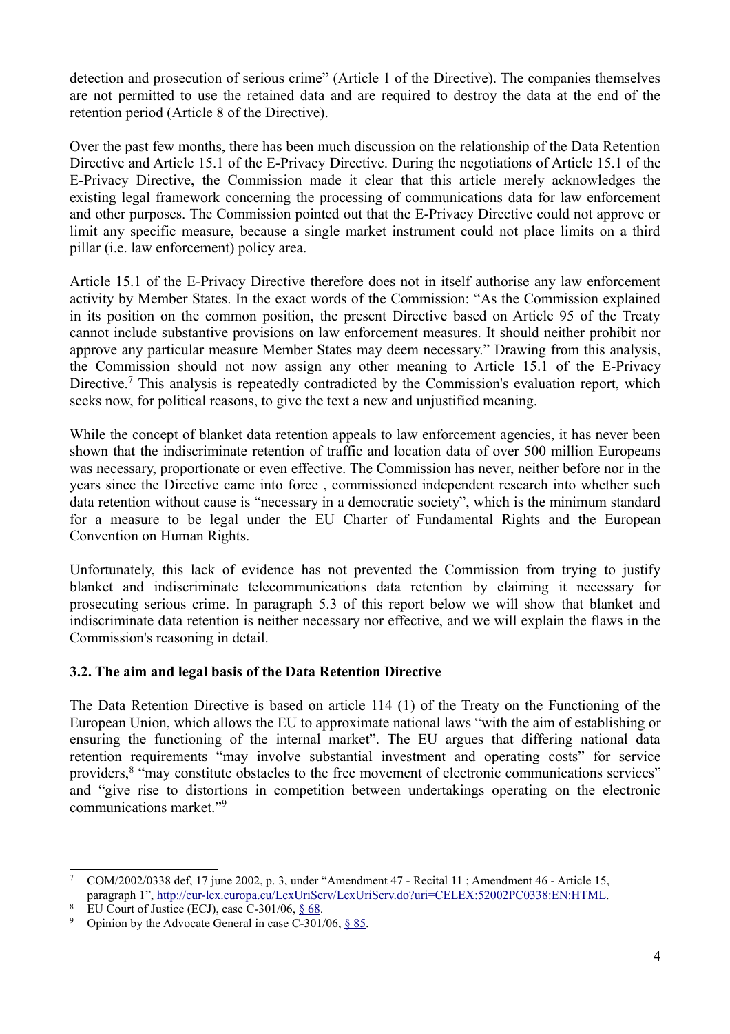detection and prosecution of serious crime" (Article 1 of the Directive). The companies themselves are not permitted to use the retained data and are required to destroy the data at the end of the retention period (Article 8 of the Directive).

Over the past few months, there has been much discussion on the relationship of the Data Retention Directive and Article 15.1 of the E-Privacy Directive. During the negotiations of Article 15.1 of the E-Privacy Directive, the Commission made it clear that this article merely acknowledges the existing legal framework concerning the processing of communications data for law enforcement and other purposes. The Commission pointed out that the E-Privacy Directive could not approve or limit any specific measure, because a single market instrument could not place limits on a third pillar (i.e. law enforcement) policy area.

Article 15.1 of the E-Privacy Directive therefore does not in itself authorise any law enforcement activity by Member States. In the exact words of the Commission: "As the Commission explained in its position on the common position, the present Directive based on Article 95 of the Treaty cannot include substantive provisions on law enforcement measures. It should neither prohibit nor approve any particular measure Member States may deem necessary." Drawing from this analysis, the Commission should not now assign any other meaning to Article 15.1 of the E-Privacy Directive.[7] This analysis is repeatedly contradicted by the Commission's evaluation report, which seeks now, for political reasons, to give the text a new and unjustified meaning.

While the concept of blanket data retention appeals to law enforcement agencies, it has never been shown that the indiscriminate retention of traffic and location data of over 500 million Europeans was necessary, proportionate or even effective. The Commission has never, neither before nor in the years since the Directive came into force , commissioned independent research into whether such data retention without cause is "necessary in a democratic society", which is the minimum standard for a measure to be legal under the EU Charter of Fundamental Rights and the European Convention on Human Rights.

Unfortunately, this lack of evidence has not prevented the Commission from trying to justify blanket and indiscriminate telecommunications data retention by claiming it necessary for prosecuting serious crime. In paragraph 5.3 of this report below we will show that blanket and indiscriminate data retention is neither necessary nor effective, and we will explain the flaws in the Commission's reasoning in detail.

### 3.2. The aim and legal basis of the Data Retention Directive

The Data Retention Directive is based on article 114 (1) of the Treaty on the Functioning of the European Union, which allows the EU to approximate national laws "with the aim of establishing or ensuring the functioning of the internal market". The EU argues that differing national data retention requirements "may involve substantial investment and operating costs" for service providers,[8] "may constitute obstacles to the free movement of electronic communications services" and "give rise to distortions in competition between undertakings operating on the electronic communications market."[9]

---

[7] COM/2002/0338 def, 17 june 2002, p. 3, under "Amendment 47 - Recital 11 ; Amendment 46 - Article 15, paragraph 1", http://eur-lex.europa.eu/LexUriServ/LexUriServ.do?uri=CELEX:52002PC0338:EN:HTML.

[8] EU Court of Justice (ECJ), case C-301/06, § 68.

[9] Opinion by the Advocate General in case C-301/06, § 85.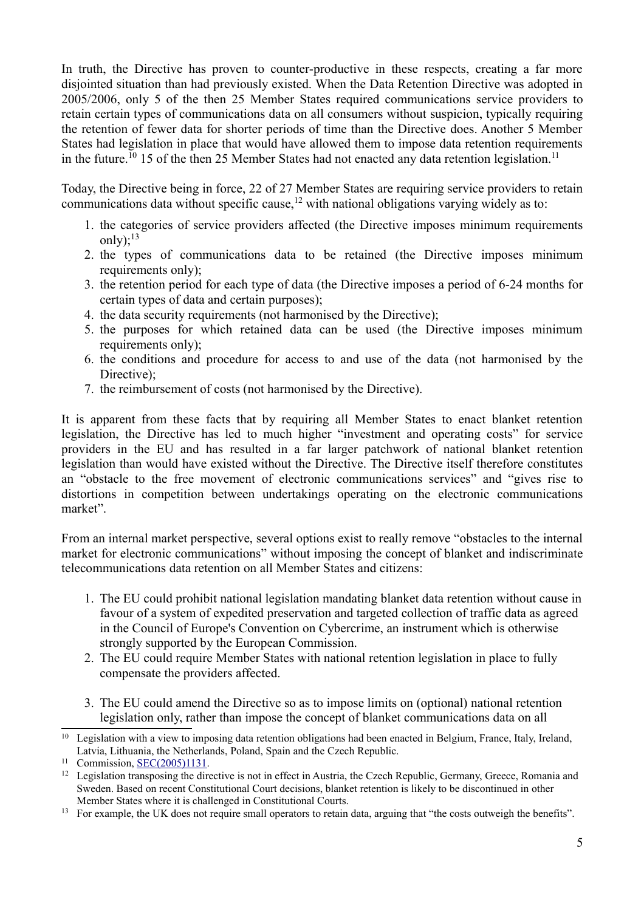In truth, the Directive has proven to counter-productive in these respects, creating a far more disjointed situation than had previously existed. When the Data Retention Directive was adopted in 2005/2006, only 5 of the then 25 Member States required communications service providers to retain certain types of communications data on all consumers without suspicion, typically requiring the retention of fewer data for shorter periods of time than the Directive does. Another 5 Member States had legislation in place that would have allowed them to impose data retention requirements in the future.[10] 15 of the then 25 Member States had not enacted any data retention legislation.[11]

Today, the Directive being in force, 22 of 27 Member States are requiring service providers to retain communications data without specific cause,[12] with national obligations varying widely as to:

1. the categories of service providers affected (the Directive imposes minimum requirements only);[13]
2. the types of communications data to be retained (the Directive imposes minimum requirements only);
3. the retention period for each type of data (the Directive imposes a period of 6-24 months for certain types of data and certain purposes);
4. the data security requirements (not harmonised by the Directive);
5. the purposes for which retained data can be used (the Directive imposes minimum requirements only);
6. the conditions and procedure for access to and use of the data (not harmonised by the Directive);
7. the reimbursement of costs (not harmonised by the Directive).

It is apparent from these facts that by requiring all Member States to enact blanket retention legislation, the Directive has led to much higher "investment and operating costs" for service providers in the EU and has resulted in a far larger patchwork of national blanket retention legislation than would have existed without the Directive. The Directive itself therefore constitutes an "obstacle to the free movement of electronic communications services" and "gives rise to distortions in competition between undertakings operating on the electronic communications market".

From an internal market perspective, several options exist to really remove "obstacles to the internal market for electronic communications" without imposing the concept of blanket and indiscriminate telecommunications data retention on all Member States and citizens:

1. The EU could prohibit national legislation mandating blanket data retention without cause in favour of a system of expedited preservation and targeted collection of traffic data as agreed in the Council of Europe's Convention on Cybercrime, an instrument which is otherwise strongly supported by the European Commission.
2. The EU could require Member States with national retention legislation in place to fully compensate the providers affected.
3. The EU could amend the Directive so as to impose limits on (optional) national retention legislation only, rather than impose the concept of blanket communications data on all

---

[10] Legislation with a view to imposing data retention obligations had been enacted in Belgium, France, Italy, Ireland, Latvia, Lithuania, the Netherlands, Poland, Spain and the Czech Republic.

[11] Commission, SEC(2005)1131.

[12] Legislation transposing the directive is not in effect in Austria, the Czech Republic, Germany, Greece, Romania and Sweden. Based on recent Constitutional Court decisions, blanket retention is likely to be discontinued in other Member States where it is challenged in Constitutional Courts.

[13] For example, the UK does not require small operators to retain data, arguing that "the costs outweigh the benefits".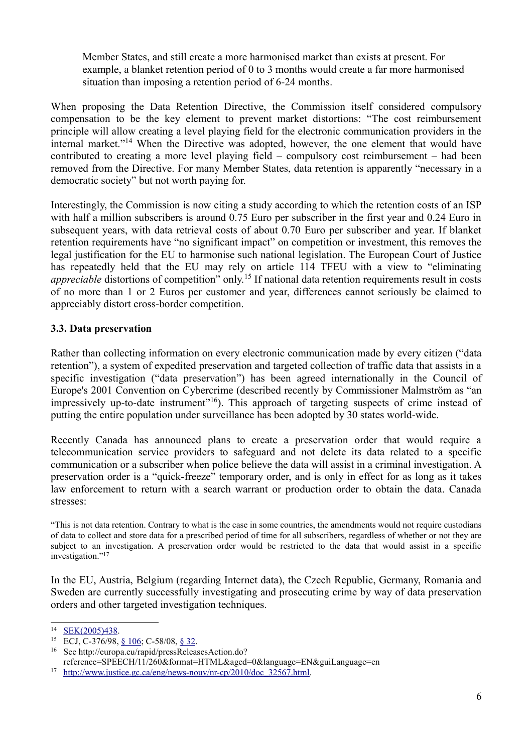> Member States, and still create a more harmonised market than exists at present. For example, a blanket retention period of 0 to 3 months would create a far more harmonised situation than imposing a retention period of 6-24 months.

When proposing the Data Retention Directive, the Commission itself considered compulsory compensation to be the key element to prevent market distortions: "The cost reimbursement principle will allow creating a level playing field for the electronic communication providers in the internal market."[14] When the Directive was adopted, however, the one element that would have contributed to creating a more level playing field – compulsory cost reimbursement – had been removed from the Directive. For many Member States, data retention is apparently "necessary in a democratic society" but not worth paying for.

Interestingly, the Commission is now citing a study according to which the retention costs of an ISP with half a million subscribers is around 0.75 Euro per subscriber in the first year and 0.24 Euro in subsequent years, with data retrieval costs of about 0.70 Euro per subscriber and year. If blanket retention requirements have "no significant impact" on competition or investment, this removes the legal justification for the EU to harmonise such national legislation. The European Court of Justice has repeatedly held that the EU may rely on article 114 TFEU with a view to "eliminating *appreciable* distortions of competition" only.[15] If national data retention requirements result in costs of no more than 1 or 2 Euros per customer and year, differences cannot seriously be claimed to appreciably distort cross-border competition.

### 3.3. Data preservation

Rather than collecting information on every electronic communication made by every citizen ("data retention"), a system of expedited preservation and targeted collection of traffic data that assists in a specific investigation ("data preservation") has been agreed internationally in the Council of Europe's 2001 Convention on Cybercrime (described recently by Commissioner Malmström as "an impressively up-to-date instrument"[16]). This approach of targeting suspects of crime instead of putting the entire population under surveillance has been adopted by 30 states world-wide.

Recently Canada has announced plans to create a preservation order that would require a telecommunication service providers to safeguard and not delete its data related to a specific communication or a subscriber when police believe the data will assist in a criminal investigation. A preservation order is a "quick-freeze" temporary order, and is only in effect for as long as it takes law enforcement to return with a search warrant or production order to obtain the data. Canada stresses:

> "This is not data retention. Contrary to what is the case in some countries, the amendments would not require custodians of data to collect and store data for a prescribed period of time for all subscribers, regardless of whether or not they are subject to an investigation. A preservation order would be restricted to the data that would assist in a specific investigation."[17]

In the EU, Austria, Belgium (regarding Internet data), the Czech Republic, Germany, Romania and Sweden are currently successfully investigating and prosecuting crime by way of data preservation orders and other targeted investigation techniques.

---

[14] SEK(2005)438.

[15] ECJ, C-376/98, § 106; C-58/08, § 32.

[16] See http://europa.eu/rapid/pressReleasesAction.do?reference=SPEECH/11/260&format=HTML&aged=0&language=EN&guiLanguage=en

[17] http://www.justice.gc.ca/eng/news-nouv/nr-cp/2010/doc_32567.html.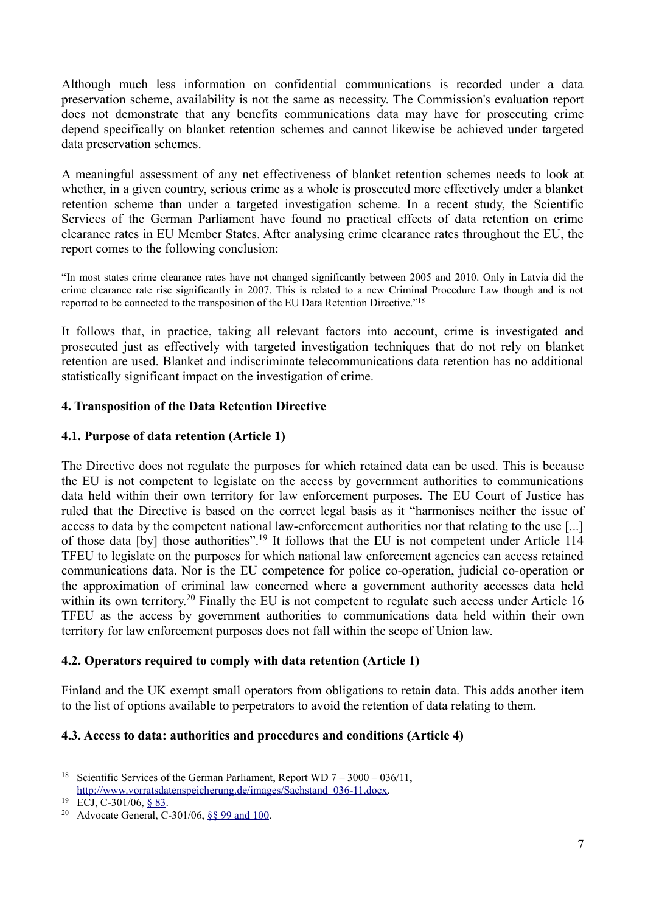Although much less information on confidential communications is recorded under a data preservation scheme, availability is not the same as necessity. The Commission's evaluation report does not demonstrate that any benefits communications data may have for prosecuting crime depend specifically on blanket retention schemes and cannot likewise be achieved under targeted data preservation schemes.

A meaningful assessment of any net effectiveness of blanket retention schemes needs to look at whether, in a given country, serious crime as a whole is prosecuted more effectively under a blanket retention scheme than under a targeted investigation scheme. In a recent study, the Scientific Services of the German Parliament have found no practical effects of data retention on crime clearance rates in EU Member States. After analysing crime clearance rates throughout the EU, the report comes to the following conclusion:

> "In most states crime clearance rates have not changed significantly between 2005 and 2010. Only in Latvia did the crime clearance rate rise significantly in 2007. This is related to a new Criminal Procedure Law though and is not reported to be connected to the transposition of the EU Data Retention Directive."[18]

It follows that, in practice, taking all relevant factors into account, crime is investigated and prosecuted just as effectively with targeted investigation techniques that do not rely on blanket retention are used. Blanket and indiscriminate telecommunications data retention has no additional statistically significant impact on the investigation of crime.

## 4. Transposition of the Data Retention Directive

### 4.1. Purpose of data retention (Article 1)

The Directive does not regulate the purposes for which retained data can be used. This is because the EU is not competent to legislate on the access by government authorities to communications data held within their own territory for law enforcement purposes. The EU Court of Justice has ruled that the Directive is based on the correct legal basis as it "harmonises neither the issue of access to data by the competent national law-enforcement authorities nor that relating to the use [...] of those data [by] those authorities".[19] It follows that the EU is not competent under Article 114 TFEU to legislate on the purposes for which national law enforcement agencies can access retained communications data. Nor is the EU competence for police co-operation, judicial co-operation or the approximation of criminal law concerned where a government authority accesses data held within its own territory.[20] Finally the EU is not competent to regulate such access under Article 16 TFEU as the access by government authorities to communications data held within their own territory for law enforcement purposes does not fall within the scope of Union law.

### 4.2. Operators required to comply with data retention (Article 1)

Finland and the UK exempt small operators from obligations to retain data. This adds another item to the list of options available to perpetrators to avoid the retention of data relating to them.

### 4.3. Access to data: authorities and procedures and conditions (Article 4)

---

[18] Scientific Services of the German Parliament, Report WD 7 – 3000 – 036/11, http://www.vorratsdatenspeicherung.de/images/Sachstand_036-11.docx.

[19] ECJ, C-301/06, § 83.

[20] Advocate General, C-301/06, §§ 99 and 100.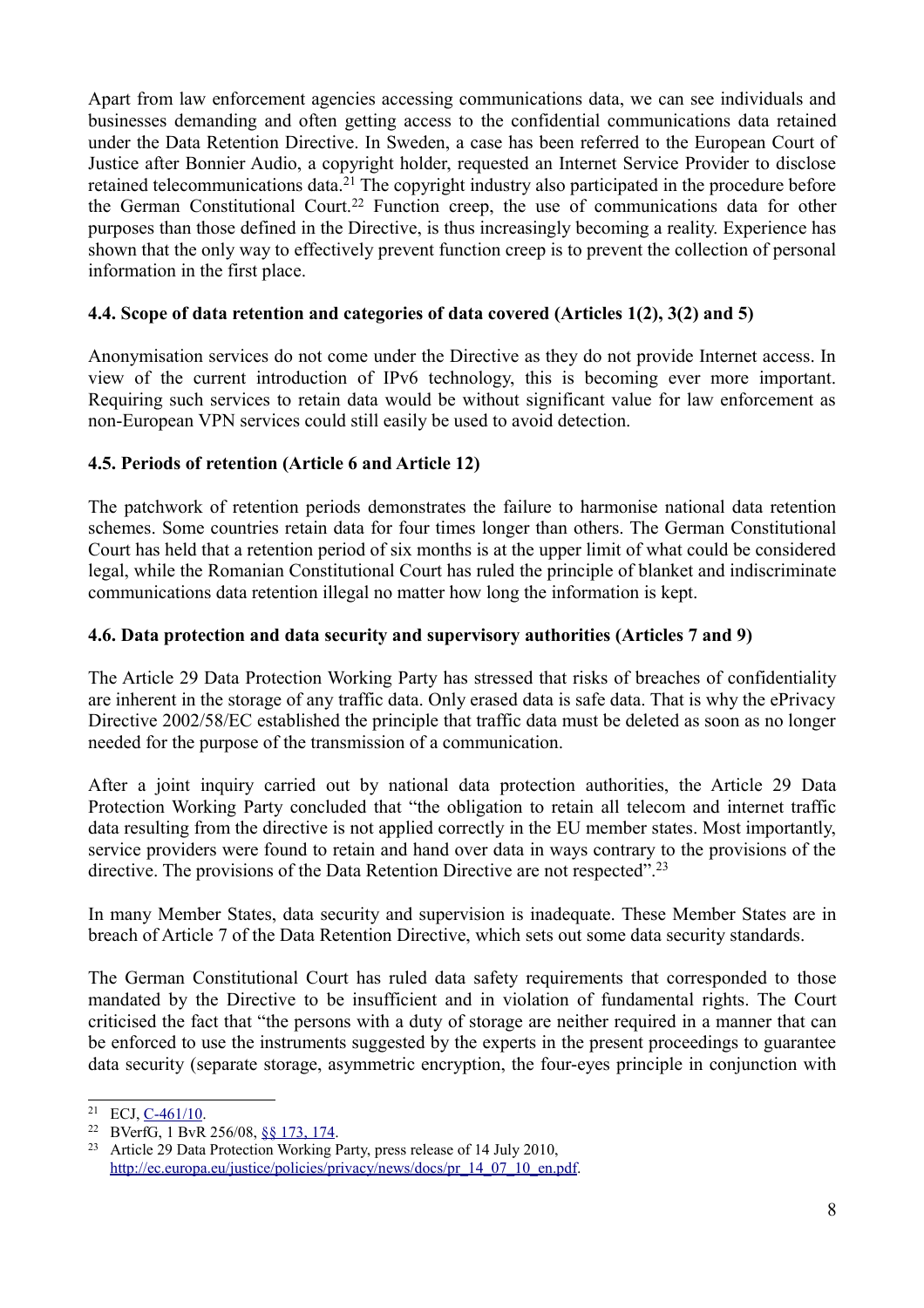Apart from law enforcement agencies accessing communications data, we can see individuals and businesses demanding and often getting access to the confidential communications data retained under the Data Retention Directive. In Sweden, a case has been referred to the European Court of Justice after Bonnier Audio, a copyright holder, requested an Internet Service Provider to disclose retained telecommunications data.[21] The copyright industry also participated in the procedure before the German Constitutional Court.[22] Function creep, the use of communications data for other purposes than those defined in the Directive, is thus increasingly becoming a reality. Experience has shown that the only way to effectively prevent function creep is to prevent the collection of personal information in the first place.

### 4.4. Scope of data retention and categories of data covered (Articles 1(2), 3(2) and 5)

Anonymisation services do not come under the Directive as they do not provide Internet access. In view of the current introduction of IPv6 technology, this is becoming ever more important. Requiring such services to retain data would be without significant value for law enforcement as non-European VPN services could still easily be used to avoid detection.

### 4.5. Periods of retention (Article 6 and Article 12)

The patchwork of retention periods demonstrates the failure to harmonise national data retention schemes. Some countries retain data for four times longer than others. The German Constitutional Court has held that a retention period of six months is at the upper limit of what could be considered legal, while the Romanian Constitutional Court has ruled the principle of blanket and indiscriminate communications data retention illegal no matter how long the information is kept.

### 4.6. Data protection and data security and supervisory authorities (Articles 7 and 9)

The Article 29 Data Protection Working Party has stressed that risks of breaches of confidentiality are inherent in the storage of any traffic data. Only erased data is safe data. That is why the ePrivacy Directive 2002/58/EC established the principle that traffic data must be deleted as soon as no longer needed for the purpose of the transmission of a communication.

After a joint inquiry carried out by national data protection authorities, the Article 29 Data Protection Working Party concluded that "the obligation to retain all telecom and internet traffic data resulting from the directive is not applied correctly in the EU member states. Most importantly, service providers were found to retain and hand over data in ways contrary to the provisions of the directive. The provisions of the Data Retention Directive are not respected".[23]

In many Member States, data security and supervision is inadequate. These Member States are in breach of Article 7 of the Data Retention Directive, which sets out some data security standards.

The German Constitutional Court has ruled data safety requirements that corresponded to those mandated by the Directive to be insufficient and in violation of fundamental rights. The Court criticised the fact that "the persons with a duty of storage are neither required in a manner that can be enforced to use the instruments suggested by the experts in the present proceedings to guarantee data security (separate storage, asymmetric encryption, the four-eyes principle in conjunction with

---

[21] ECJ, C-461/10.

[22] BVerfG, 1 BvR 256/08, §§ 173, 174.

[23] Article 29 Data Protection Working Party, press release of 14 July 2010, http://ec.europa.eu/justice/policies/privacy/news/docs/pr_14_07_10_en.pdf.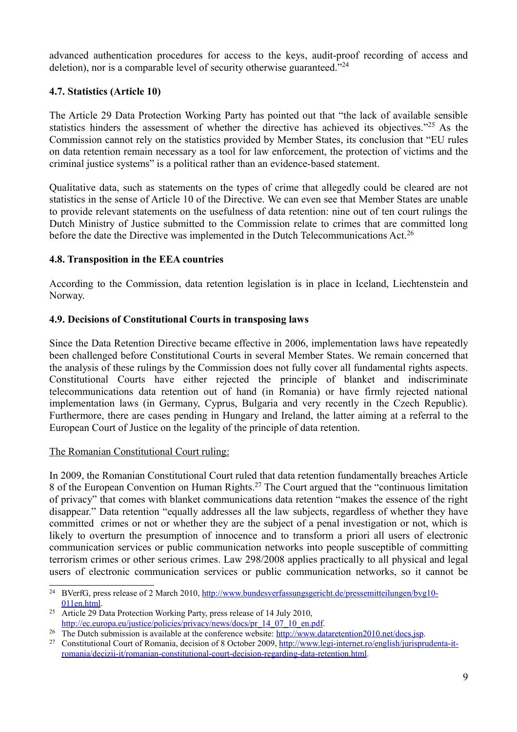advanced authentication procedures for access to the keys, audit-proof recording of access and deletion), nor is a comparable level of security otherwise guaranteed."[24]

### 4.7. Statistics (Article 10)

The Article 29 Data Protection Working Party has pointed out that "the lack of available sensible statistics hinders the assessment of whether the directive has achieved its objectives."[25] As the Commission cannot rely on the statistics provided by Member States, its conclusion that "EU rules on data retention remain necessary as a tool for law enforcement, the protection of victims and the criminal justice systems" is a political rather than an evidence-based statement.

Qualitative data, such as statements on the types of crime that allegedly could be cleared are not statistics in the sense of Article 10 of the Directive. We can even see that Member States are unable to provide relevant statements on the usefulness of data retention: nine out of ten court rulings the Dutch Ministry of Justice submitted to the Commission relate to crimes that are committed long before the date the Directive was implemented in the Dutch Telecommunications Act.[26]

### 4.8. Transposition in the EEA countries

According to the Commission, data retention legislation is in place in Iceland, Liechtenstein and Norway.

### 4.9. Decisions of Constitutional Courts in transposing laws

Since the Data Retention Directive became effective in 2006, implementation laws have repeatedly been challenged before Constitutional Courts in several Member States. We remain concerned that the analysis of these rulings by the Commission does not fully cover all fundamental rights aspects. Constitutional Courts have either rejected the principle of blanket and indiscriminate telecommunications data retention out of hand (in Romania) or have firmly rejected national implementation laws (in Germany, Cyprus, Bulgaria and very recently in the Czech Republic). Furthermore, there are cases pending in Hungary and Ireland, the latter aiming at a referral to the European Court of Justice on the legality of the principle of data retention.

The Romanian Constitutional Court ruling:

In 2009, the Romanian Constitutional Court ruled that data retention fundamentally breaches Article 8 of the European Convention on Human Rights.[27] The Court argued that the "continuous limitation of privacy" that comes with blanket communications data retention "makes the essence of the right disappear." Data retention "equally addresses all the law subjects, regardless of whether they have committed crimes or not or whether they are the subject of a penal investigation or not, which is likely to overturn the presumption of innocence and to transform a priori all users of electronic communication services or public communication networks into people susceptible of committing terrorism crimes or other serious crimes. Law 298/2008 applies practically to all physical and legal users of electronic communication services or public communication networks, so it cannot be

---

[24] BVerfG, press release of 2 March 2010, http://www.bundesverfassungsgericht.de/pressemitteilungen/bvg10-011en.html.

[25] Article 29 Data Protection Working Party, press release of 14 July 2010, http://ec.europa.eu/justice/policies/privacy/news/docs/pr_14_07_10_en.pdf.

[26] The Dutch submission is available at the conference website: http://www.dataretention2010.net/docs.jsp.

[27] Constitutional Court of Romania, decision of 8 October 2009, http://www.legi-internet.ro/english/jurisprudenta-it-romania/decizii-it/romanian-constitutional-court-decision-regarding-data-retention.html.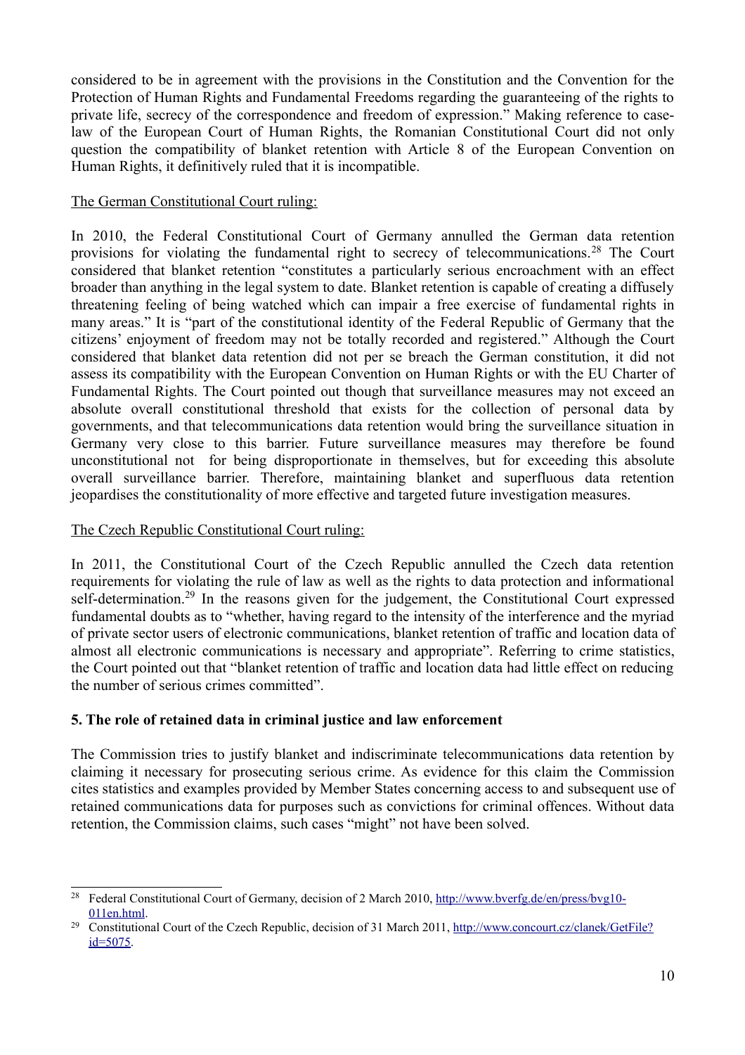considered to be in agreement with the provisions in the Constitution and the Convention for the Protection of Human Rights and Fundamental Freedoms regarding the guaranteeing of the rights to private life, secrecy of the correspondence and freedom of expression." Making reference to case-law of the European Court of Human Rights, the Romanian Constitutional Court did not only question the compatibility of blanket retention with Article 8 of the European Convention on Human Rights, it definitively ruled that it is incompatible.

The German Constitutional Court ruling:

In 2010, the Federal Constitutional Court of Germany annulled the German data retention provisions for violating the fundamental right to secrecy of telecommunications.[28] The Court considered that blanket retention "constitutes a particularly serious encroachment with an effect broader than anything in the legal system to date. Blanket retention is capable of creating a diffusely threatening feeling of being watched which can impair a free exercise of fundamental rights in many areas." It is "part of the constitutional identity of the Federal Republic of Germany that the citizens' enjoyment of freedom may not be totally recorded and registered." Although the Court considered that blanket data retention did not per se breach the German constitution, it did not assess its compatibility with the European Convention on Human Rights or with the EU Charter of Fundamental Rights. The Court pointed out though that surveillance measures may not exceed an absolute overall constitutional threshold that exists for the collection of personal data by governments, and that telecommunications data retention would bring the surveillance situation in Germany very close to this barrier. Future surveillance measures may therefore be found unconstitutional not for being disproportionate in themselves, but for exceeding this absolute overall surveillance barrier. Therefore, maintaining blanket and superfluous data retention jeopardises the constitutionality of more effective and targeted future investigation measures.

The Czech Republic Constitutional Court ruling:

In 2011, the Constitutional Court of the Czech Republic annulled the Czech data retention requirements for violating the rule of law as well as the rights to data protection and informational self-determination.[29] In the reasons given for the judgement, the Constitutional Court expressed fundamental doubts as to "whether, having regard to the intensity of the interference and the myriad of private sector users of electronic communications, blanket retention of traffic and location data of almost all electronic communications is necessary and appropriate". Referring to crime statistics, the Court pointed out that "blanket retention of traffic and location data had little effect on reducing the number of serious crimes committed".

## 5. The role of retained data in criminal justice and law enforcement

The Commission tries to justify blanket and indiscriminate telecommunications data retention by claiming it necessary for prosecuting serious crime. As evidence for this claim the Commission cites statistics and examples provided by Member States concerning access to and subsequent use of retained communications data for purposes such as convictions for criminal offences. Without data retention, the Commission claims, such cases "might" not have been solved.

---

[28] Federal Constitutional Court of Germany, decision of 2 March 2010, http://www.bverfg.de/en/press/bvg10-011en.html.

[29] Constitutional Court of the Czech Republic, decision of 31 March 2011, http://www.concourt.cz/clanek/GetFile?id=5075.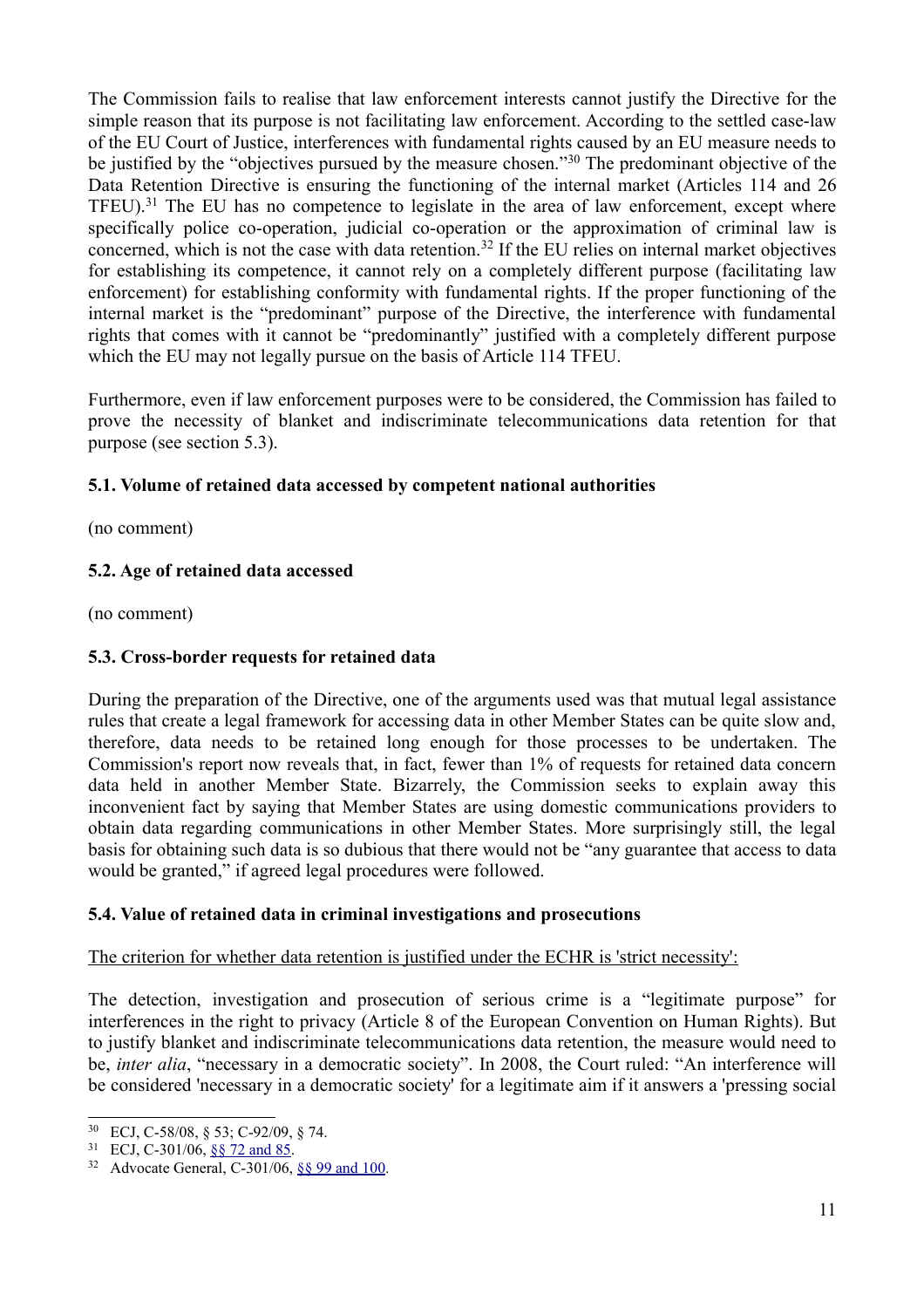The Commission fails to realise that law enforcement interests cannot justify the Directive for the simple reason that its purpose is not facilitating law enforcement. According to the settled case-law of the EU Court of Justice, interferences with fundamental rights caused by an EU measure needs to be justified by the "objectives pursued by the measure chosen."[30] The predominant objective of the Data Retention Directive is ensuring the functioning of the internal market (Articles 114 and 26 TFEU).[31] The EU has no competence to legislate in the area of law enforcement, except where specifically police co-operation, judicial co-operation or the approximation of criminal law is concerned, which is not the case with data retention.[32] If the EU relies on internal market objectives for establishing its competence, it cannot rely on a completely different purpose (facilitating law enforcement) for establishing conformity with fundamental rights. If the proper functioning of the internal market is the "predominant" purpose of the Directive, the interference with fundamental rights that comes with it cannot be "predominantly" justified with a completely different purpose which the EU may not legally pursue on the basis of Article 114 TFEU.

Furthermore, even if law enforcement purposes were to be considered, the Commission has failed to prove the necessity of blanket and indiscriminate telecommunications data retention for that purpose (see section 5.3).

### 5.1. Volume of retained data accessed by competent national authorities

(no comment)

### 5.2. Age of retained data accessed

(no comment)

### 5.3. Cross-border requests for retained data

During the preparation of the Directive, one of the arguments used was that mutual legal assistance rules that create a legal framework for accessing data in other Member States can be quite slow and, therefore, data needs to be retained long enough for those processes to be undertaken. The Commission's report now reveals that, in fact, fewer than 1% of requests for retained data concern data held in another Member State. Bizarrely, the Commission seeks to explain away this inconvenient fact by saying that Member States are using domestic communications providers to obtain data regarding communications in other Member States. More surprisingly still, the legal basis for obtaining such data is so dubious that there would not be "any guarantee that access to data would be granted," if agreed legal procedures were followed.

### 5.4. Value of retained data in criminal investigations and prosecutions

The criterion for whether data retention is justified under the ECHR is 'strict necessity':

The detection, investigation and prosecution of serious crime is a "legitimate purpose" for interferences in the right to privacy (Article 8 of the European Convention on Human Rights). But to justify blanket and indiscriminate telecommunications data retention, the measure would need to be, *inter alia*, "necessary in a democratic society". In 2008, the Court ruled: "An interference will be considered 'necessary in a democratic society' for a legitimate aim if it answers a 'pressing social

---

[30] ECJ, C-58/08, § 53; C-92/09, § 74.

[31] ECJ, C-301/06, §§ 72 and 85.

[32] Advocate General, C-301/06, §§ 99 and 100.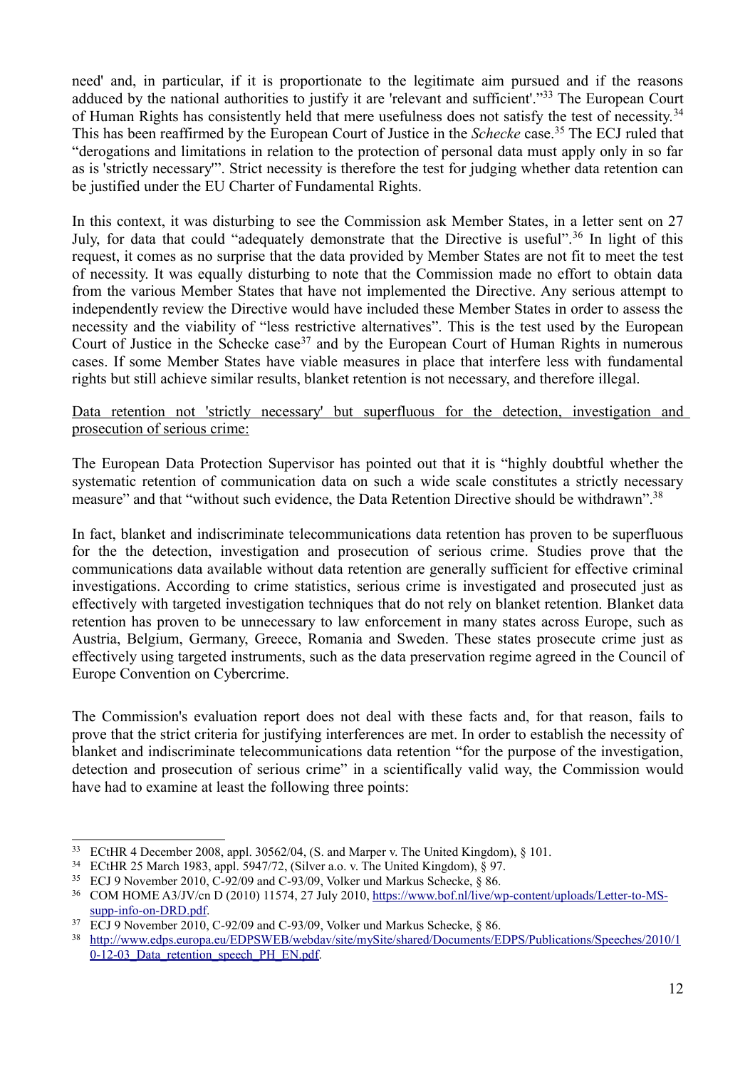need' and, in particular, if it is proportionate to the legitimate aim pursued and if the reasons adduced by the national authorities to justify it are 'relevant and sufficient'."[33] The European Court of Human Rights has consistently held that mere usefulness does not satisfy the test of necessity.[34] This has been reaffirmed by the European Court of Justice in the *Schecke* case.[35] The ECJ ruled that "derogations and limitations in relation to the protection of personal data must apply only in so far as is 'strictly necessary'". Strict necessity is therefore the test for judging whether data retention can be justified under the EU Charter of Fundamental Rights.

In this context, it was disturbing to see the Commission ask Member States, in a letter sent on 27 July, for data that could "adequately demonstrate that the Directive is useful".[36] In light of this request, it comes as no surprise that the data provided by Member States are not fit to meet the test of necessity. It was equally disturbing to note that the Commission made no effort to obtain data from the various Member States that have not implemented the Directive. Any serious attempt to independently review the Directive would have included these Member States in order to assess the necessity and the viability of "less restrictive alternatives". This is the test used by the European Court of Justice in the Schecke case[37] and by the European Court of Human Rights in numerous cases. If some Member States have viable measures in place that interfere less with fundamental rights but still achieve similar results, blanket retention is not necessary, and therefore illegal.

<u>Data retention not 'strictly necessary' but superfluous for the detection, investigation and prosecution of serious crime:</u>

The European Data Protection Supervisor has pointed out that it is "highly doubtful whether the systematic retention of communication data on such a wide scale constitutes a strictly necessary measure" and that "without such evidence, the Data Retention Directive should be withdrawn".[38]

In fact, blanket and indiscriminate telecommunications data retention has proven to be superfluous for the the detection, investigation and prosecution of serious crime. Studies prove that the communications data available without data retention are generally sufficient for effective criminal investigations. According to crime statistics, serious crime is investigated and prosecuted just as effectively with targeted investigation techniques that do not rely on blanket retention. Blanket data retention has proven to be unnecessary to law enforcement in many states across Europe, such as Austria, Belgium, Germany, Greece, Romania and Sweden. These states prosecute crime just as effectively using targeted instruments, such as the data preservation regime agreed in the Council of Europe Convention on Cybercrime.

The Commission's evaluation report does not deal with these facts and, for that reason, fails to prove that the strict criteria for justifying interferences are met. In order to establish the necessity of blanket and indiscriminate telecommunications data retention "for the purpose of the investigation, detection and prosecution of serious crime" in a scientifically valid way, the Commission would have had to examine at least the following three points:

---

[33] ECtHR 4 December 2008, appl. 30562/04, (S. and Marper v. The United Kingdom), § 101.

[34] ECtHR 25 March 1983, appl. 5947/72, (Silver a.o. v. The United Kingdom), § 97.

[35] ECJ 9 November 2010, C-92/09 and C-93/09, Volker und Markus Schecke, § 86.

[36] COM HOME A3/JV/cn D (2010) 11574, 27 July 2010, https://www.bof.nl/live/wp-content/uploads/Letter-to-MS-supp-info-on-DRD.pdf.

[37] ECJ 9 November 2010, C-92/09 and C-93/09, Volker und Markus Schecke, § 86.

[38] http://www.edps.europa.eu/EDPSWEB/webdav/site/mySite/shared/Documents/EDPS/Publications/Speeches/2010/10-12-03_Data_retention_speech_PH_EN.pdf.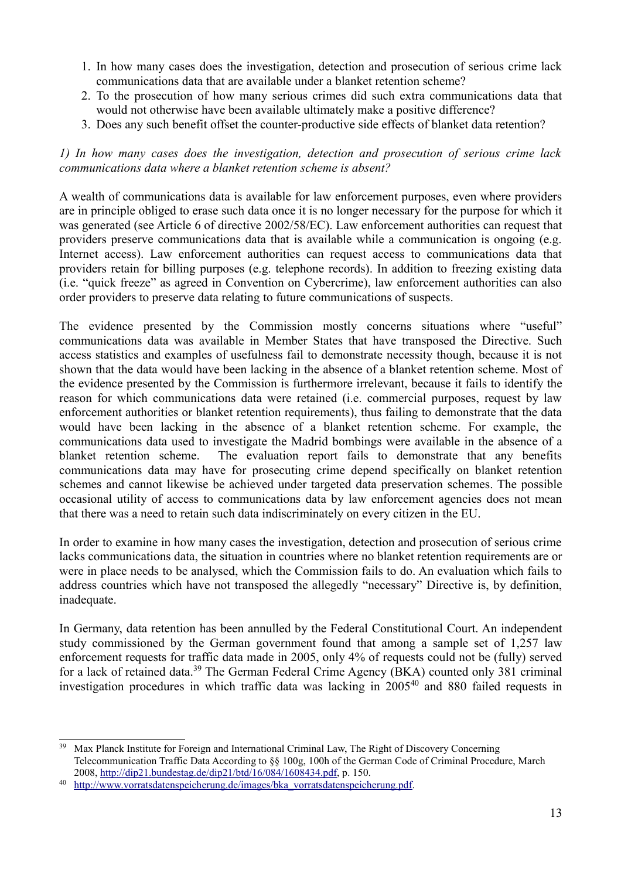1. In how many cases does the investigation, detection and prosecution of serious crime lack communications data that are available under a blanket retention scheme?
2. To the prosecution of how many serious crimes did such extra communications data that would not otherwise have been available ultimately make a positive difference?
3. Does any such benefit offset the counter-productive side effects of blanket data retention?

*1) In how many cases does the investigation, detection and prosecution of serious crime lack communications data where a blanket retention scheme is absent?*

A wealth of communications data is available for law enforcement purposes, even where providers are in principle obliged to erase such data once it is no longer necessary for the purpose for which it was generated (see Article 6 of directive 2002/58/EC). Law enforcement authorities can request that providers preserve communications data that is available while a communication is ongoing (e.g. Internet access). Law enforcement authorities can request access to communications data that providers retain for billing purposes (e.g. telephone records). In addition to freezing existing data (i.e. "quick freeze" as agreed in Convention on Cybercrime), law enforcement authorities can also order providers to preserve data relating to future communications of suspects.

The evidence presented by the Commission mostly concerns situations where "useful" communications data was available in Member States that have transposed the Directive. Such access statistics and examples of usefulness fail to demonstrate necessity though, because it is not shown that the data would have been lacking in the absence of a blanket retention scheme. Most of the evidence presented by the Commission is furthermore irrelevant, because it fails to identify the reason for which communications data were retained (i.e. commercial purposes, request by law enforcement authorities or blanket retention requirements), thus failing to demonstrate that the data would have been lacking in the absence of a blanket retention scheme. For example, the communications data used to investigate the Madrid bombings were available in the absence of a blanket retention scheme. The evaluation report fails to demonstrate that any benefits communications data may have for prosecuting crime depend specifically on blanket retention schemes and cannot likewise be achieved under targeted data preservation schemes. The possible occasional utility of access to communications data by law enforcement agencies does not mean that there was a need to retain such data indiscriminately on every citizen in the EU.

In order to examine in how many cases the investigation, detection and prosecution of serious crime lacks communications data, the situation in countries where no blanket retention requirements are or were in place needs to be analysed, which the Commission fails to do. An evaluation which fails to address countries which have not transposed the allegedly "necessary" Directive is, by definition, inadequate.

In Germany, data retention has been annulled by the Federal Constitutional Court. An independent study commissioned by the German government found that among a sample set of 1,257 law enforcement requests for traffic data made in 2005, only 4% of requests could not be (fully) served for a lack of retained data.[39] The German Federal Crime Agency (BKA) counted only 381 criminal investigation procedures in which traffic data was lacking in 2005[40] and 880 failed requests in

---

[39] Max Planck Institute for Foreign and International Criminal Law, The Right of Discovery Concerning Telecommunication Traffic Data According to §§ 100g, 100h of the German Code of Criminal Procedure, March 2008, http://dip21.bundestag.de/dip21/btd/16/084/1608434.pdf, p. 150.

[40] http://www.vorratsdatenspeicherung.de/images/bka_vorratsdatenspeicherung.pdf.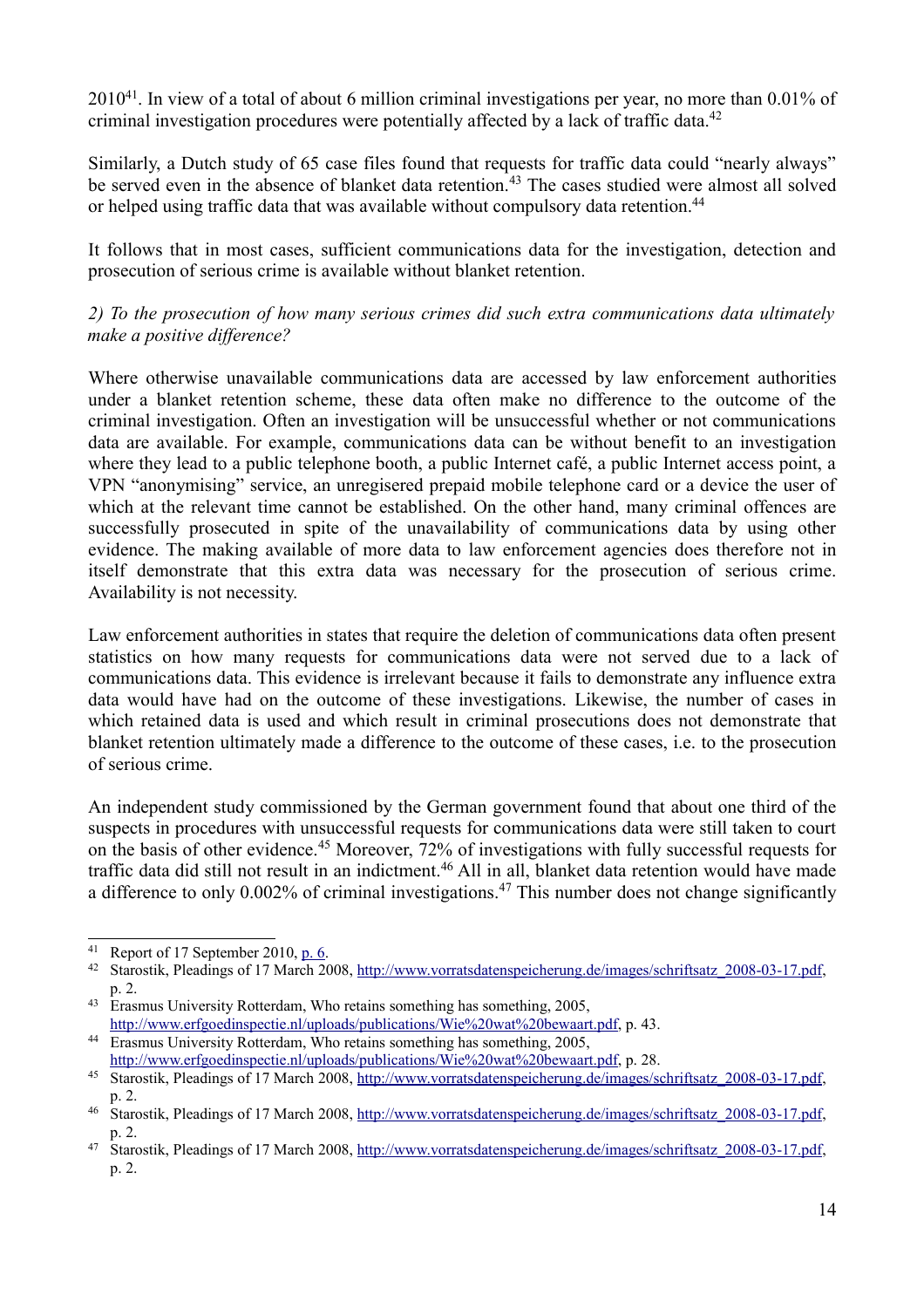2010[41]. In view of a total of about 6 million criminal investigations per year, no more than 0.01% of criminal investigation procedures were potentially affected by a lack of traffic data.[42]

Similarly, a Dutch study of 65 case files found that requests for traffic data could "nearly always" be served even in the absence of blanket data retention.[43] The cases studied were almost all solved or helped using traffic data that was available without compulsory data retention.[44]

It follows that in most cases, sufficient communications data for the investigation, detection and prosecution of serious crime is available without blanket retention.

*2) To the prosecution of how many serious crimes did such extra communications data ultimately make a positive difference?*

Where otherwise unavailable communications data are accessed by law enforcement authorities under a blanket retention scheme, these data often make no difference to the outcome of the criminal investigation. Often an investigation will be unsuccessful whether or not communications data are available. For example, communications data can be without benefit to an investigation where they lead to a public telephone booth, a public Internet café, a public Internet access point, a VPN "anonymising" service, an unregisered prepaid mobile telephone card or a device the user of which at the relevant time cannot be established. On the other hand, many criminal offences are successfully prosecuted in spite of the unavailability of communications data by using other evidence. The making available of more data to law enforcement agencies does therefore not in itself demonstrate that this extra data was necessary for the prosecution of serious crime. Availability is not necessity.

Law enforcement authorities in states that require the deletion of communications data often present statistics on how many requests for communications data were not served due to a lack of communications data. This evidence is irrelevant because it fails to demonstrate any influence extra data would have had on the outcome of these investigations. Likewise, the number of cases in which retained data is used and which result in criminal prosecutions does not demonstrate that blanket retention ultimately made a difference to the outcome of these cases, i.e. to the prosecution of serious crime.

An independent study commissioned by the German government found that about one third of the suspects in procedures with unsuccessful requests for communications data were still taken to court on the basis of other evidence.[45] Moreover, 72% of investigations with fully successful requests for traffic data did still not result in an indictment.[46] All in all, blanket data retention would have made a difference to only 0.002% of criminal investigations.[47] This number does not change significantly

---

[41] Report of 17 September 2010, p. 6.

[42] Starostik, Pleadings of 17 March 2008, http://www.vorratsdatenspeicherung.de/images/schriftsatz_2008-03-17.pdf, p. 2.

[43] Erasmus University Rotterdam, Who retains something has something, 2005, http://www.erfgoedinspectie.nl/uploads/publications/Wie%20wat%20bewaart.pdf, p. 43.

[44] Erasmus University Rotterdam, Who retains something has something, 2005, http://www.erfgoedinspectie.nl/uploads/publications/Wie%20wat%20bewaart.pdf, p. 28.

[45] Starostik, Pleadings of 17 March 2008, http://www.vorratsdatenspeicherung.de/images/schriftsatz_2008-03-17.pdf, p. 2.

[46] Starostik, Pleadings of 17 March 2008, http://www.vorratsdatenspeicherung.de/images/schriftsatz_2008-03-17.pdf, p. 2.

[47] Starostik, Pleadings of 17 March 2008, http://www.vorratsdatenspeicherung.de/images/schriftsatz_2008-03-17.pdf, p. 2.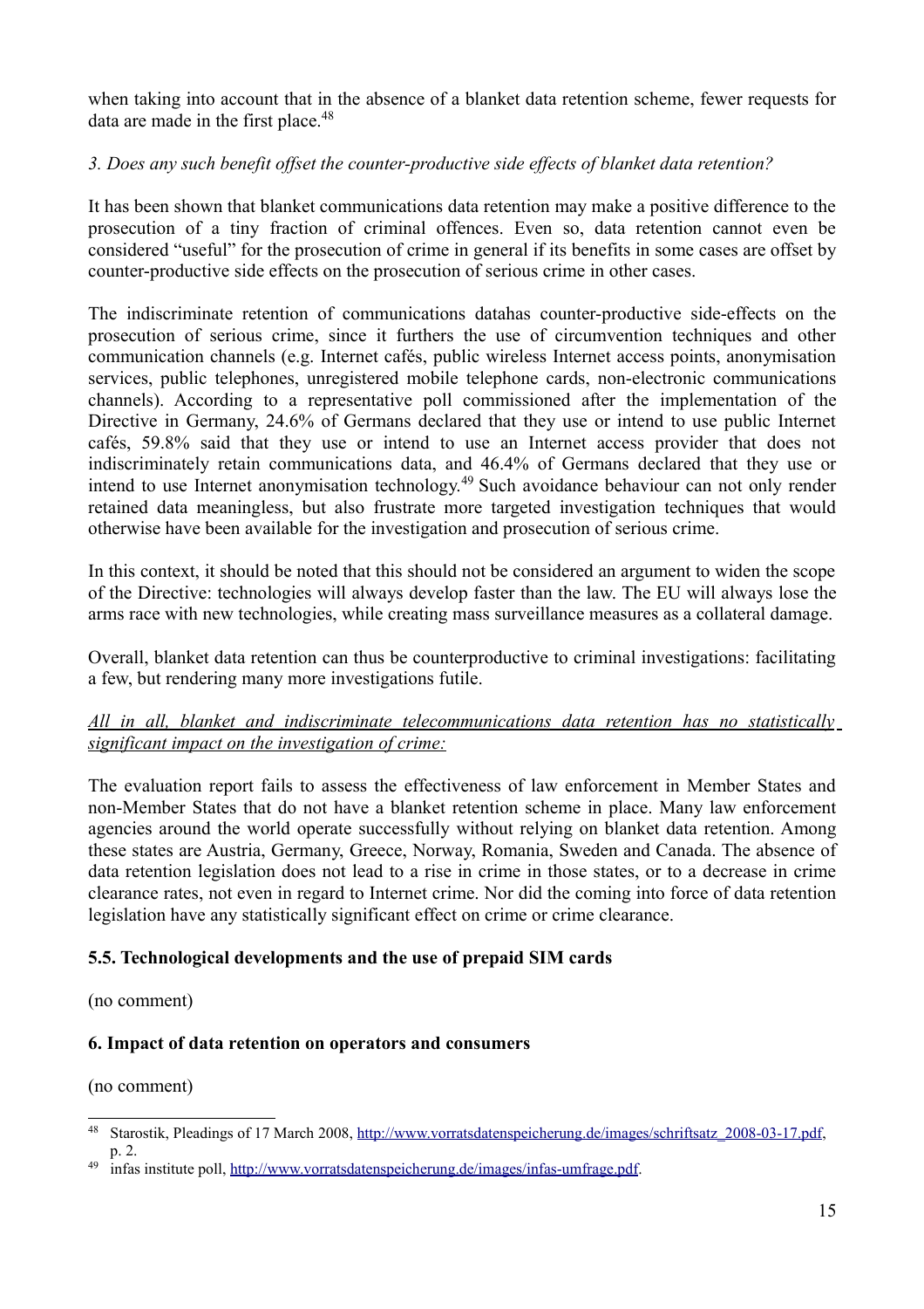when taking into account that in the absence of a blanket data retention scheme, fewer requests for data are made in the first place.[48]

*3. Does any such benefit offset the counter-productive side effects of blanket data retention?*

It has been shown that blanket communications data retention may make a positive difference to the prosecution of a tiny fraction of criminal offences. Even so, data retention cannot even be considered "useful" for the prosecution of crime in general if its benefits in some cases are offset by counter-productive side effects on the prosecution of serious crime in other cases.

The indiscriminate retention of communications datahas counter-productive side-effects on the prosecution of serious crime, since it furthers the use of circumvention techniques and other communication channels (e.g. Internet cafés, public wireless Internet access points, anonymisation services, public telephones, unregistered mobile telephone cards, non-electronic communications channels). According to a representative poll commissioned after the implementation of the Directive in Germany, 24.6% of Germans declared that they use or intend to use public Internet cafés, 59.8% said that they use or intend to use an Internet access provider that does not indiscriminately retain communications data, and 46.4% of Germans declared that they use or intend to use Internet anonymisation technology.[49] Such avoidance behaviour can not only render retained data meaningless, but also frustrate more targeted investigation techniques that would otherwise have been available for the investigation and prosecution of serious crime.

In this context, it should be noted that this should not be considered an argument to widen the scope of the Directive: technologies will always develop faster than the law. The EU will always lose the arms race with new technologies, while creating mass surveillance measures as a collateral damage.

Overall, blanket data retention can thus be counterproductive to criminal investigations: facilitating a few, but rendering many more investigations futile.

*All in all, blanket and indiscriminate telecommunications data retention has no statistically significant impact on the investigation of crime:*

The evaluation report fails to assess the effectiveness of law enforcement in Member States and non-Member States that do not have a blanket retention scheme in place. Many law enforcement agencies around the world operate successfully without relying on blanket data retention. Among these states are Austria, Germany, Greece, Norway, Romania, Sweden and Canada. The absence of data retention legislation does not lead to a rise in crime in those states, or to a decrease in crime clearance rates, not even in regard to Internet crime. Nor did the coming into force of data retention legislation have any statistically significant effect on crime or crime clearance.

### 5.5. Technological developments and the use of prepaid SIM cards

(no comment)

## 6. Impact of data retention on operators and consumers

(no comment)

---

[48] Starostik, Pleadings of 17 March 2008, http://www.vorratsdatenspeicherung.de/images/schriftsatz_2008-03-17.pdf, p. 2.

[49] infas institute poll, http://www.vorratsdatenspeicherung.de/images/infas-umfrage.pdf.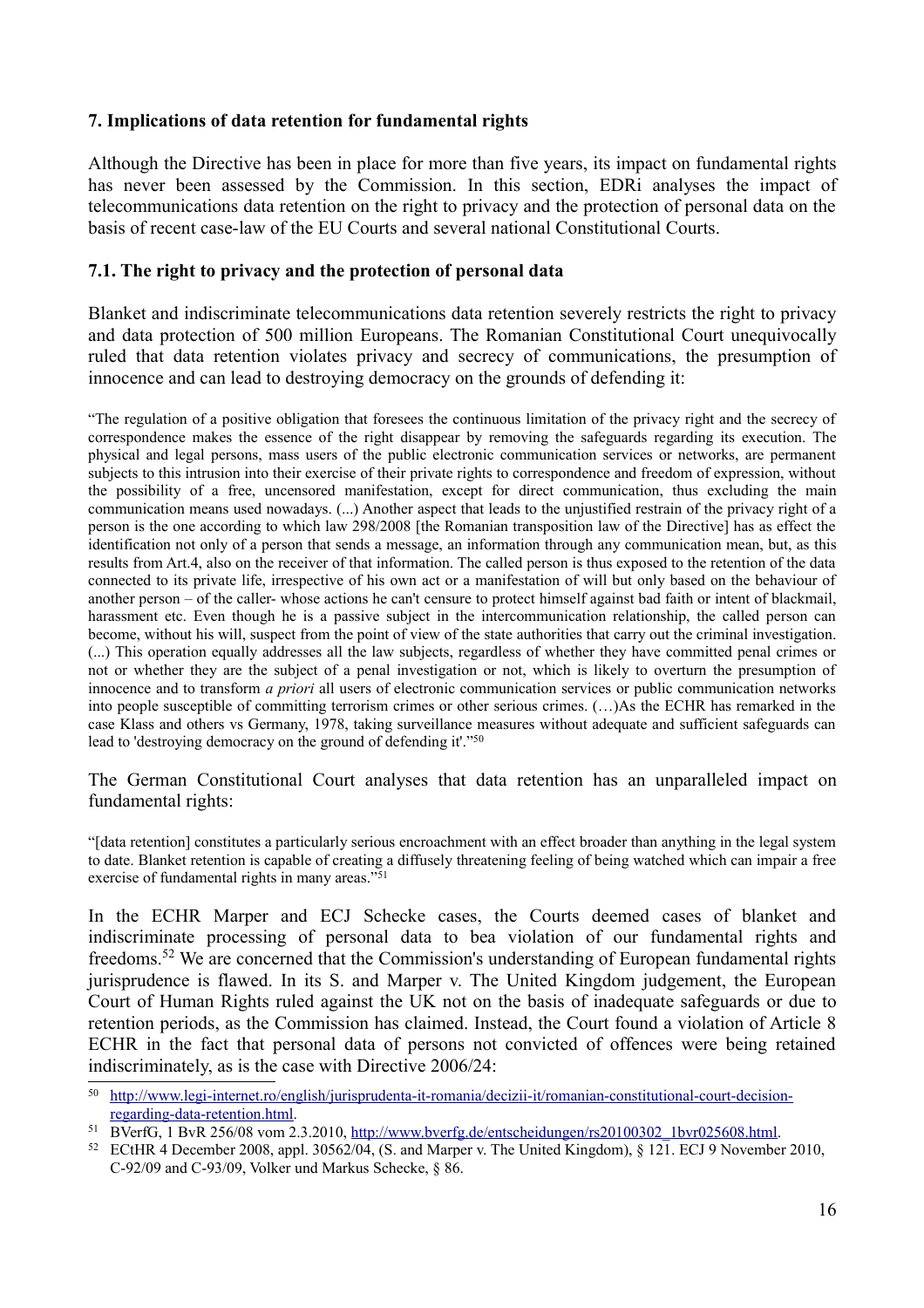**7. Implications of data retention for fundamental rights**

Although the Directive has been in place for more than five years, its impact on fundamental rights has never been assessed by the Commission. In this section, EDRi analyses the impact of telecommunications data retention on the right to privacy and the protection of personal data on the basis of recent case-law of the EU Courts and several national Constitutional Courts.

**7.1. The right to privacy and the protection of personal data**

Blanket and indiscriminate telecommunications data retention severely restricts the right to privacy and data protection of 500 million Europeans. The Romanian Constitutional Court unequivocally ruled that data retention violates privacy and secrecy of communications, the presumption of innocence and can lead to destroying democracy on the grounds of defending it:

> "The regulation of a positive obligation that foresees the continuous limitation of the privacy right and the secrecy of correspondence makes the essence of the right disappear by removing the safeguards regarding its execution. The physical and legal persons, mass users of the public electronic communication services or networks, are permanent subjects to this intrusion into their exercise of their private rights to correspondence and freedom of expression, without the possibility of a free, uncensored manifestation, except for direct communication, thus excluding the main communication means used nowadays. (...) Another aspect that leads to the unjustified restrain of the privacy right of a person is the one according to which law 298/2008 [the Romanian transposition law of the Directive] has as effect the identification not only of a person that sends a message, an information through any communication mean, but, as this results from Art.4, also on the receiver of that information. The called person is thus exposed to the retention of the data connected to its private life, irrespective of his own act or a manifestation of will but only based on the behaviour of another person – of the caller- whose actions he can't censure to protect himself against bad faith or intent of blackmail, harassment etc. Even though he is a passive subject in the intercommunication relationship, the called person can become, without his will, suspect from the point of view of the state authorities that carry out the criminal investigation. (...) This operation equally addresses all the law subjects, regardless of whether they have committed penal crimes or not or whether they are the subject of a penal investigation or not, which is likely to overturn the presumption of innocence and to transform *a priori* all users of electronic communication services or public communication networks into people susceptible of committing terrorism crimes or other serious crimes. (…)As the ECHR has remarked in the case Klass and others vs Germany, 1978, taking surveillance measures without adequate and sufficient safeguards can lead to 'destroying democracy on the ground of defending it'."[50]

The German Constitutional Court analyses that data retention has an unparalleled impact on fundamental rights:

> "[data retention] constitutes a particularly serious encroachment with an effect broader than anything in the legal system to date. Blanket retention is capable of creating a diffusely threatening feeling of being watched which can impair a free exercise of fundamental rights in many areas."[51]

In the ECHR Marper and ECJ Schecke cases, the Courts deemed cases of blanket and indiscriminate processing of personal data to bea violation of our fundamental rights and freedoms.[52] We are concerned that the Commission's understanding of European fundamental rights jurisprudence is flawed. In its S. and Marper v. The United Kingdom judgement, the European Court of Human Rights ruled against the UK not on the basis of inadequate safeguards or due to retention periods, as the Commission has claimed. Instead, the Court found a violation of Article 8 ECHR in the fact that personal data of persons not convicted of offences were being retained indiscriminately, as is the case with Directive 2006/24:

---

[50] http://www.legi-internet.ro/english/jurisprudenta-it-romania/decizii-it/romanian-constitutional-court-decision-regarding-data-retention.html.

[51] BVerfG, 1 BvR 256/08 vom 2.3.2010, http://www.bverfg.de/entscheidungen/rs20100302_1bvr025608.html.

[52] ECtHR 4 December 2008, appl. 30562/04, (S. and Marper v. The United Kingdom), § 121. ECJ 9 November 2010, C-92/09 and C-93/09, Volker und Markus Schecke, § 86.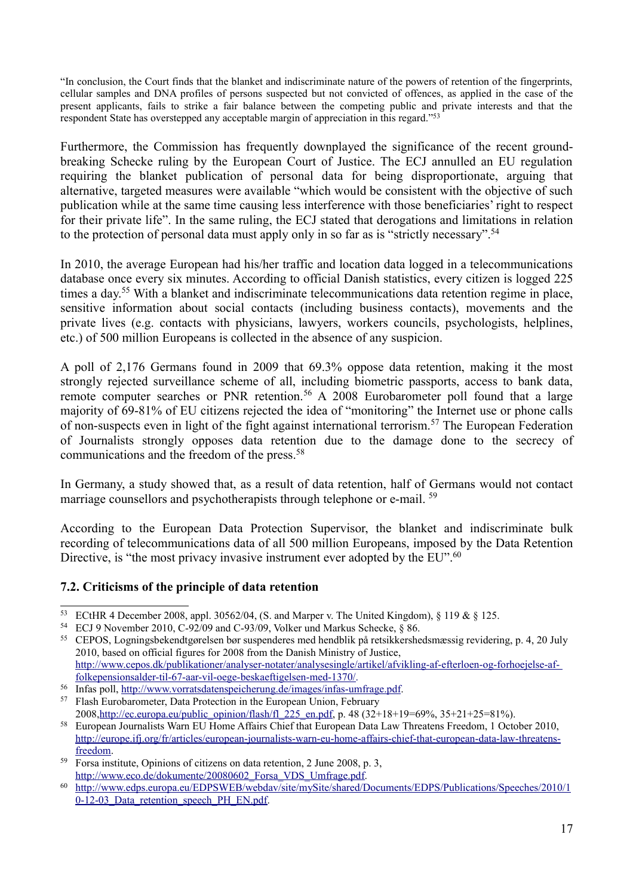"In conclusion, the Court finds that the blanket and indiscriminate nature of the powers of retention of the fingerprints, cellular samples and DNA profiles of persons suspected but not convicted of offences, as applied in the case of the present applicants, fails to strike a fair balance between the competing public and private interests and that the respondent State has overstepped any acceptable margin of appreciation in this regard."[53]

Furthermore, the Commission has frequently downplayed the significance of the recent ground-breaking Schecke ruling by the European Court of Justice. The ECJ annulled an EU regulation requiring the blanket publication of personal data for being disproportionate, arguing that alternative, targeted measures were available "which would be consistent with the objective of such publication while at the same time causing less interference with those beneficiaries' right to respect for their private life". In the same ruling, the ECJ stated that derogations and limitations in relation to the protection of personal data must apply only in so far as is "strictly necessary".[54]

In 2010, the average European had his/her traffic and location data logged in a telecommunications database once every six minutes. According to official Danish statistics, every citizen is logged 225 times a day.[55] With a blanket and indiscriminate telecommunications data retention regime in place, sensitive information about social contacts (including business contacts), movements and the private lives (e.g. contacts with physicians, lawyers, workers councils, psychologists, helplines, etc.) of 500 million Europeans is collected in the absence of any suspicion.

A poll of 2,176 Germans found in 2009 that 69.3% oppose data retention, making it the most strongly rejected surveillance scheme of all, including biometric passports, access to bank data, remote computer searches or PNR retention.[56] A 2008 Eurobarometer poll found that a large majority of 69-81% of EU citizens rejected the idea of "monitoring" the Internet use or phone calls of non-suspects even in light of the fight against international terrorism.[57] The European Federation of Journalists strongly opposes data retention due to the damage done to the secrecy of communications and the freedom of the press.[58]

In Germany, a study showed that, as a result of data retention, half of Germans would not contact marriage counsellors and psychotherapists through telephone or e-mail. [59]

According to the European Data Protection Supervisor, the blanket and indiscriminate bulk recording of telecommunications data of all 500 million Europeans, imposed by the Data Retention Directive, is "the most privacy invasive instrument ever adopted by the EU".[60]

### 7.2. Criticisms of the principle of data retention

---

[53] ECtHR 4 December 2008, appl. 30562/04, (S. and Marper v. The United Kingdom), § 119 & § 125.

[54] ECJ 9 November 2010, C-92/09 and C-93/09, Volker und Markus Schecke, § 86.

[55] CEPOS, Logningsbekendtgørelsen bør suspenderes med hendblik på retsikkershedsmæssig revidering, p. 4, 20 July 2010, based on official figures for 2008 from the Danish Ministry of Justice, http://www.cepos.dk/publikationer/analyser-notater/analysesingle/artikel/afvikling-af-efterloen-og-forhoejelse-af-folkepensionsalder-til-67-aar-vil-oege-beskaeftigelsen-med-1370/.

[56] Infas poll, http://www.vorratsdatenspeicherung.de/images/infas-umfrage.pdf.

[57] Flash Eurobarometer, Data Protection in the European Union, February 2008,http://ec.europa.eu/public_opinion/flash/fl_225_en.pdf, p. 48 (32+18+19=69%, 35+21+25=81%).

[58] European Journalists Warn EU Home Affairs Chief that European Data Law Threatens Freedom, 1 October 2010, http://europe.ifj.org/fr/articles/european-journalists-warn-eu-home-affairs-chief-that-european-data-law-threatens-freedom.

[59] Forsa institute, Opinions of citizens on data retention, 2 June 2008, p. 3, http://www.eco.de/dokumente/20080602_Forsa_VDS_Umfrage.pdf.

[60] http://www.edps.europa.eu/EDPSWEB/webdav/site/mySite/shared/Documents/EDPS/Publications/Speeches/2010/10-12-03_Data_retention_speech_PH_EN.pdf.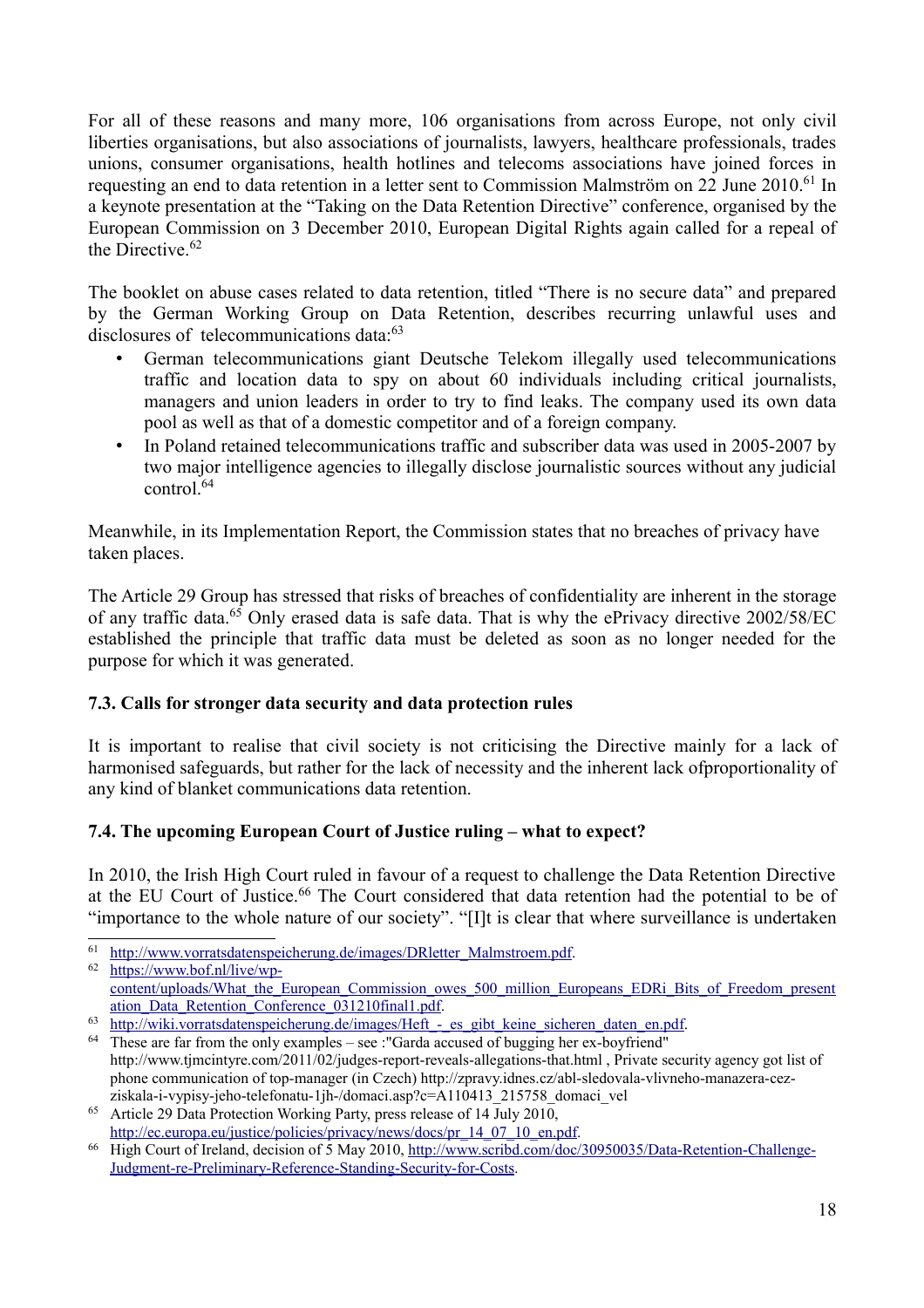For all of these reasons and many more, 106 organisations from across Europe, not only civil liberties organisations, but also associations of journalists, lawyers, healthcare professionals, trades unions, consumer organisations, health hotlines and telecoms associations have joined forces in requesting an end to data retention in a letter sent to Commission Malmström on 22 June 2010.[61] In a keynote presentation at the "Taking on the Data Retention Directive" conference, organised by the European Commission on 3 December 2010, European Digital Rights again called for a repeal of the Directive.[62]

The booklet on abuse cases related to data retention, titled "There is no secure data" and prepared by the German Working Group on Data Retention, describes recurring unlawful uses and disclosures of telecommunications data:[63]

- German telecommunications giant Deutsche Telekom illegally used telecommunications traffic and location data to spy on about 60 individuals including critical journalists, managers and union leaders in order to try to find leaks. The company used its own data pool as well as that of a domestic competitor and of a foreign company.
- In Poland retained telecommunications traffic and subscriber data was used in 2005-2007 by two major intelligence agencies to illegally disclose journalistic sources without any judicial control.[64]

Meanwhile, in its Implementation Report, the Commission states that no breaches of privacy have taken places.

The Article 29 Group has stressed that risks of breaches of confidentiality are inherent in the storage of any traffic data.[65] Only erased data is safe data. That is why the ePrivacy directive 2002/58/EC established the principle that traffic data must be deleted as soon as no longer needed for the purpose for which it was generated.

### 7.3. Calls for stronger data security and data protection rules

It is important to realise that civil society is not criticising the Directive mainly for a lack of harmonised safeguards, but rather for the lack of necessity and the inherent lack ofproportionality of any kind of blanket communications data retention.

### 7.4. The upcoming European Court of Justice ruling – what to expect?

In 2010, the Irish High Court ruled in favour of a request to challenge the Data Retention Directive at the EU Court of Justice.[66] The Court considered that data retention had the potential to be of "importance to the whole nature of our society". "[I]t is clear that where surveillance is undertaken

---

[61] http://www.vorratsdatenspeicherung.de/images/DRletter_Malmstroem.pdf.

[62] https://www.bof.nl/live/wp-content/uploads/What_the_European_Commission_owes_500_million_Europeans_EDRi_Bits_of_Freedom_presentation_Data_Retention_Conference_031210final1.pdf.

[63] http://wiki.vorratsdatenspeicherung.de/images/Heft_-_es_gibt_keine_sicheren_daten_en.pdf.

[64] These are far from the only examples – see :"Garda accused of bugging her ex-boyfriend" http://www.tjmcintyre.com/2011/02/judges-report-reveals-allegations-that.html , Private security agency got list of phone communication of top-manager (in Czech) http://zpravy.idnes.cz/abl-sledovala-vlivneho-manazera-cez-ziskala-i-vypisy-jeho-telefonatu-1jh-/domaci.asp?c=A110413_215758_domaci_vel

[65] Article 29 Data Protection Working Party, press release of 14 July 2010, http://ec.europa.eu/justice/policies/privacy/news/docs/pr_14_07_10_en.pdf.

[66] High Court of Ireland, decision of 5 May 2010, http://www.scribd.com/doc/30950035/Data-Retention-Challenge-Judgment-re-Preliminary-Reference-Standing-Security-for-Costs.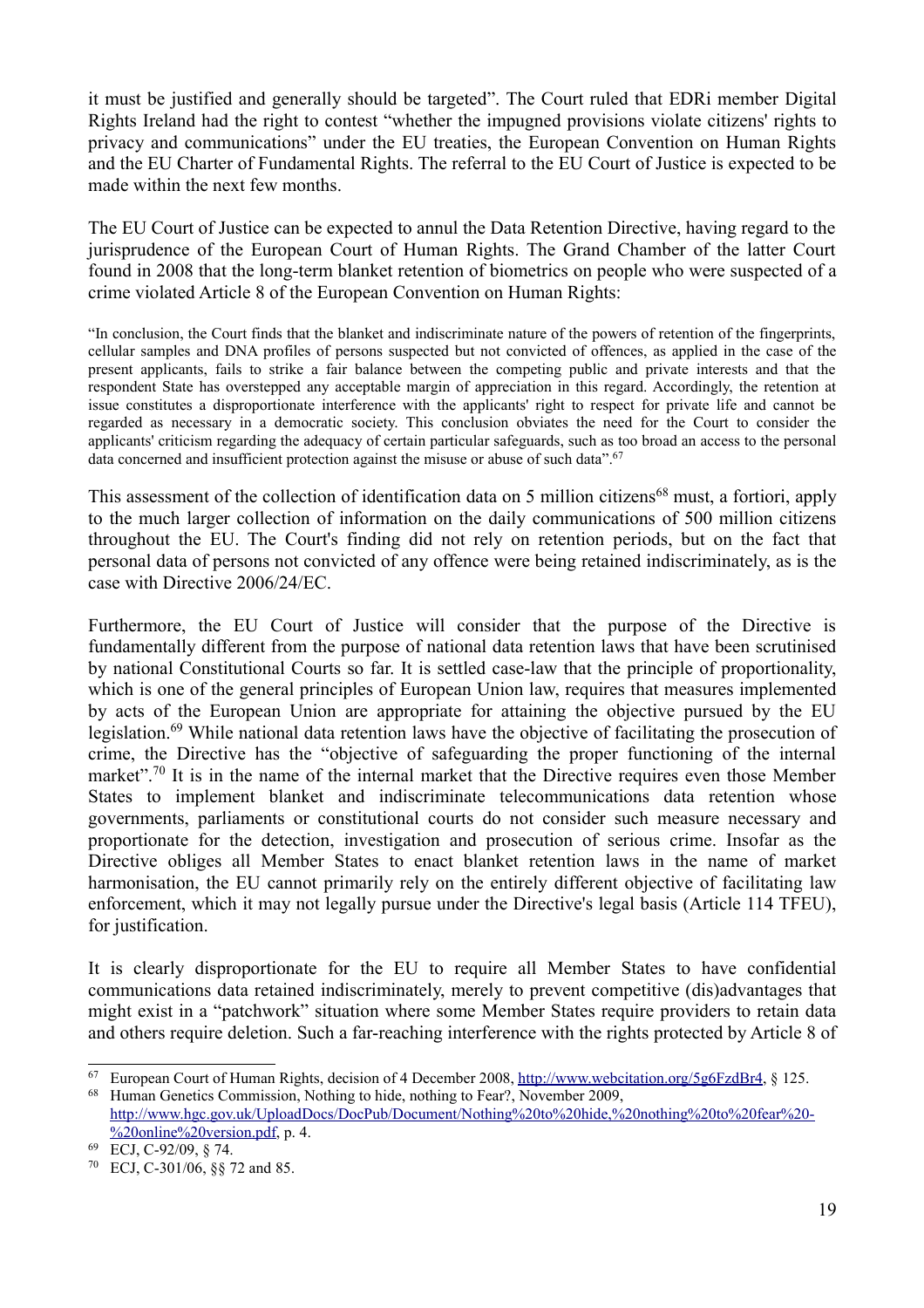it must be justified and generally should be targeted". The Court ruled that EDRi member Digital Rights Ireland had the right to contest "whether the impugned provisions violate citizens' rights to privacy and communications" under the EU treaties, the European Convention on Human Rights and the EU Charter of Fundamental Rights. The referral to the EU Court of Justice is expected to be made within the next few months.

The EU Court of Justice can be expected to annul the Data Retention Directive, having regard to the jurisprudence of the European Court of Human Rights. The Grand Chamber of the latter Court found in 2008 that the long-term blanket retention of biometrics on people who were suspected of a crime violated Article 8 of the European Convention on Human Rights:

> "In conclusion, the Court finds that the blanket and indiscriminate nature of the powers of retention of the fingerprints, cellular samples and DNA profiles of persons suspected but not convicted of offences, as applied in the case of the present applicants, fails to strike a fair balance between the competing public and private interests and that the respondent State has overstepped any acceptable margin of appreciation in this regard. Accordingly, the retention at issue constitutes a disproportionate interference with the applicants' right to respect for private life and cannot be regarded as necessary in a democratic society. This conclusion obviates the need for the Court to consider the applicants' criticism regarding the adequacy of certain particular safeguards, such as too broad an access to the personal data concerned and insufficient protection against the misuse or abuse of such data".[67]

This assessment of the collection of identification data on 5 million citizens[68] must, a fortiori, apply to the much larger collection of information on the daily communications of 500 million citizens throughout the EU. The Court's finding did not rely on retention periods, but on the fact that personal data of persons not convicted of any offence were being retained indiscriminately, as is the case with Directive 2006/24/EC.

Furthermore, the EU Court of Justice will consider that the purpose of the Directive is fundamentally different from the purpose of national data retention laws that have been scrutinised by national Constitutional Courts so far. It is settled case-law that the principle of proportionality, which is one of the general principles of European Union law, requires that measures implemented by acts of the European Union are appropriate for attaining the objective pursued by the EU legislation.[69] While national data retention laws have the objective of facilitating the prosecution of crime, the Directive has the "objective of safeguarding the proper functioning of the internal market".[70] It is in the name of the internal market that the Directive requires even those Member States to implement blanket and indiscriminate telecommunications data retention whose governments, parliaments or constitutional courts do not consider such measure necessary and proportionate for the detection, investigation and prosecution of serious crime. Insofar as the Directive obliges all Member States to enact blanket retention laws in the name of market harmonisation, the EU cannot primarily rely on the entirely different objective of facilitating law enforcement, which it may not legally pursue under the Directive's legal basis (Article 114 TFEU), for justification.

It is clearly disproportionate for the EU to require all Member States to have confidential communications data retained indiscriminately, merely to prevent competitive (dis)advantages that might exist in a "patchwork" situation where some Member States require providers to retain data and others require deletion. Such a far-reaching interference with the rights protected by Article 8 of

---

[67] European Court of Human Rights, decision of 4 December 2008, http://www.webcitation.org/5g6FzdBr4, § 125.

[68] Human Genetics Commission, Nothing to hide, nothing to Fear?, November 2009, http://www.hgc.gov.uk/UploadDocs/DocPub/Document/Nothing%20to%20hide,%20nothing%20to%20fear%20-%20online%20version.pdf, p. 4.

[69] ECJ, C-92/09, § 74.

[70] ECJ, C-301/06, §§ 72 and 85.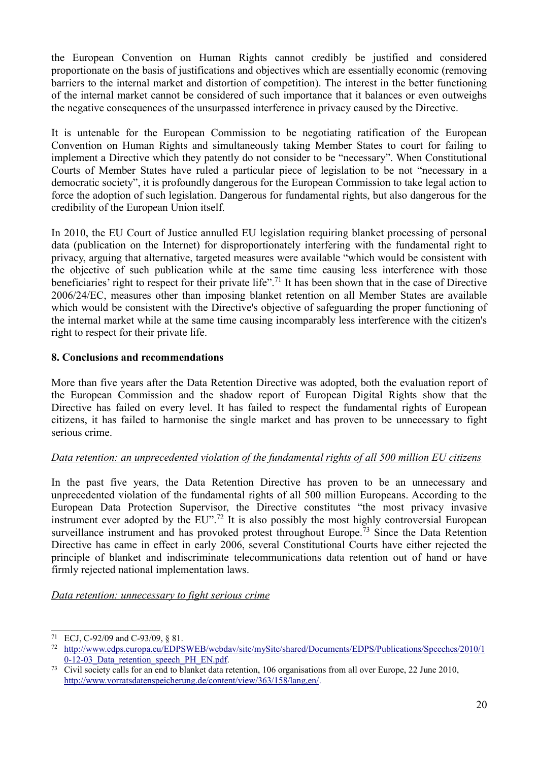the European Convention on Human Rights cannot credibly be justified and considered proportionate on the basis of justifications and objectives which are essentially economic (removing barriers to the internal market and distortion of competition). The interest in the better functioning of the internal market cannot be considered of such importance that it balances or even outweighs the negative consequences of the unsurpassed interference in privacy caused by the Directive.

It is untenable for the European Commission to be negotiating ratification of the European Convention on Human Rights and simultaneously taking Member States to court for failing to implement a Directive which they patently do not consider to be "necessary". When Constitutional Courts of Member States have ruled a particular piece of legislation to be not "necessary in a democratic society", it is profoundly dangerous for the European Commission to take legal action to force the adoption of such legislation. Dangerous for fundamental rights, but also dangerous for the credibility of the European Union itself.

In 2010, the EU Court of Justice annulled EU legislation requiring blanket processing of personal data (publication on the Internet) for disproportionately interfering with the fundamental right to privacy, arguing that alternative, targeted measures were available "which would be consistent with the objective of such publication while at the same time causing less interference with those beneficiaries' right to respect for their private life".[71] It has been shown that in the case of Directive 2006/24/EC, measures other than imposing blanket retention on all Member States are available which would be consistent with the Directive's objective of safeguarding the proper functioning of the internal market while at the same time causing incomparably less interference with the citizen's right to respect for their private life.

## 8. Conclusions and recommendations

More than five years after the Data Retention Directive was adopted, both the evaluation report of the European Commission and the shadow report of European Digital Rights show that the Directive has failed on every level. It has failed to respect the fundamental rights of European citizens, it has failed to harmonise the single market and has proven to be unnecessary to fight serious crime.

*Data retention: an unprecedented violation of the fundamental rights of all 500 million EU citizens*

In the past five years, the Data Retention Directive has proven to be an unnecessary and unprecedented violation of the fundamental rights of all 500 million Europeans. According to the European Data Protection Supervisor, the Directive constitutes "the most privacy invasive instrument ever adopted by the EU".[72] It is also possibly the most highly controversial European surveillance instrument and has provoked protest throughout Europe.[73] Since the Data Retention Directive has came in effect in early 2006, several Constitutional Courts have either rejected the principle of blanket and indiscriminate telecommunications data retention out of hand or have firmly rejected national implementation laws.

*Data retention: unnecessary to fight serious crime*

---

[71] ECJ, C-92/09 and C-93/09, § 81.

[72] http://www.edps.europa.eu/EDPSWEB/webdav/site/mySite/shared/Documents/EDPS/Publications/Speeches/2010/10-12-03_Data_retention_speech_PH_EN.pdf.

[73] Civil society calls for an end to blanket data retention, 106 organisations from all over Europe, 22 June 2010, http://www.vorratsdatenspeicherung.de/content/view/363/158/lang,en/.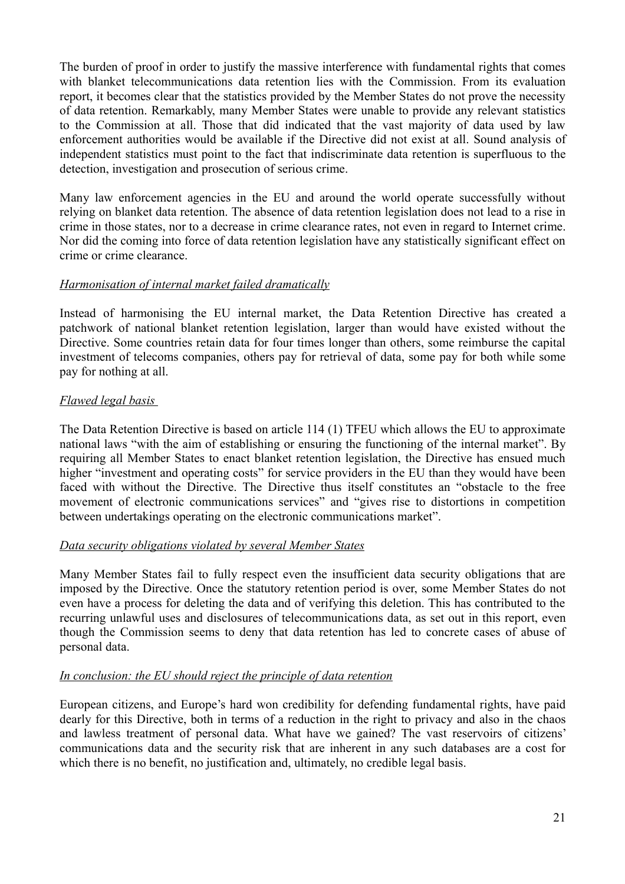The burden of proof in order to justify the massive interference with fundamental rights that comes with blanket telecommunications data retention lies with the Commission. From its evaluation report, it becomes clear that the statistics provided by the Member States do not prove the necessity of data retention. Remarkably, many Member States were unable to provide any relevant statistics to the Commission at all. Those that did indicated that the vast majority of data used by law enforcement authorities would be available if the Directive did not exist at all. Sound analysis of independent statistics must point to the fact that indiscriminate data retention is superfluous to the detection, investigation and prosecution of serious crime.

Many law enforcement agencies in the EU and around the world operate successfully without relying on blanket data retention. The absence of data retention legislation does not lead to a rise in crime in those states, nor to a decrease in crime clearance rates, not even in regard to Internet crime. Nor did the coming into force of data retention legislation have any statistically significant effect on crime or crime clearance.

*Harmonisation of internal market failed dramatically*

Instead of harmonising the EU internal market, the Data Retention Directive has created a patchwork of national blanket retention legislation, larger than would have existed without the Directive. Some countries retain data for four times longer than others, some reimburse the capital investment of telecoms companies, others pay for retrieval of data, some pay for both while some pay for nothing at all.

*Flawed legal basis*

The Data Retention Directive is based on article 114 (1) TFEU which allows the EU to approximate national laws "with the aim of establishing or ensuring the functioning of the internal market". By requiring all Member States to enact blanket retention legislation, the Directive has ensued much higher "investment and operating costs" for service providers in the EU than they would have been faced with without the Directive. The Directive thus itself constitutes an "obstacle to the free movement of electronic communications services" and "gives rise to distortions in competition between undertakings operating on the electronic communications market".

*Data security obligations violated by several Member States*

Many Member States fail to fully respect even the insufficient data security obligations that are imposed by the Directive. Once the statutory retention period is over, some Member States do not even have a process for deleting the data and of verifying this deletion. This has contributed to the recurring unlawful uses and disclosures of telecommunications data, as set out in this report, even though the Commission seems to deny that data retention has led to concrete cases of abuse of personal data.

*In conclusion: the EU should reject the principle of data retention*

European citizens, and Europe's hard won credibility for defending fundamental rights, have paid dearly for this Directive, both in terms of a reduction in the right to privacy and also in the chaos and lawless treatment of personal data. What have we gained? The vast reservoirs of citizens' communications data and the security risk that are inherent in any such databases are a cost for which there is no benefit, no justification and, ultimately, no credible legal basis.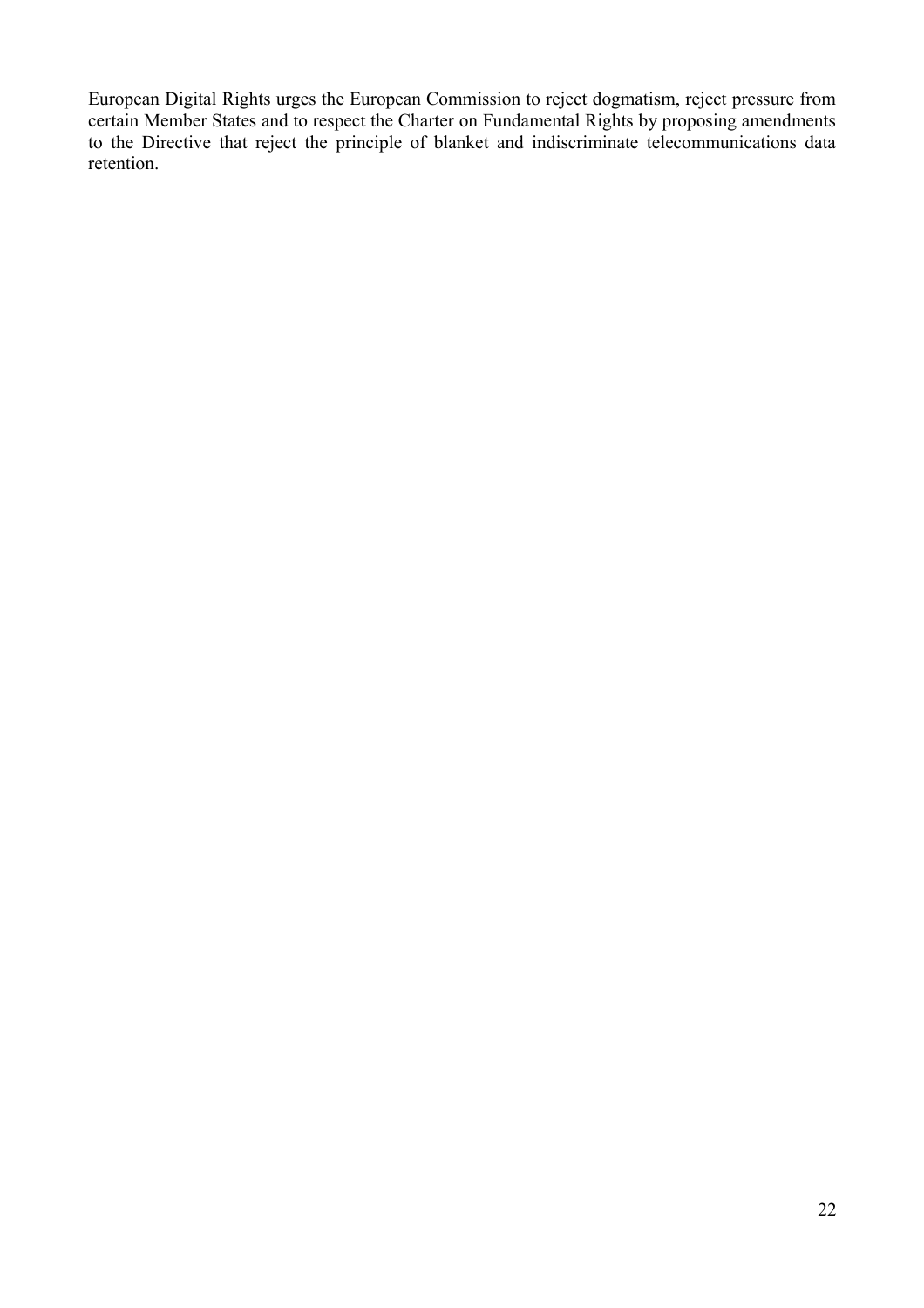European Digital Rights urges the European Commission to reject dogmatism, reject pressure from certain Member States and to respect the Charter on Fundamental Rights by proposing amendments to the Directive that reject the principle of blanket and indiscriminate telecommunications data retention.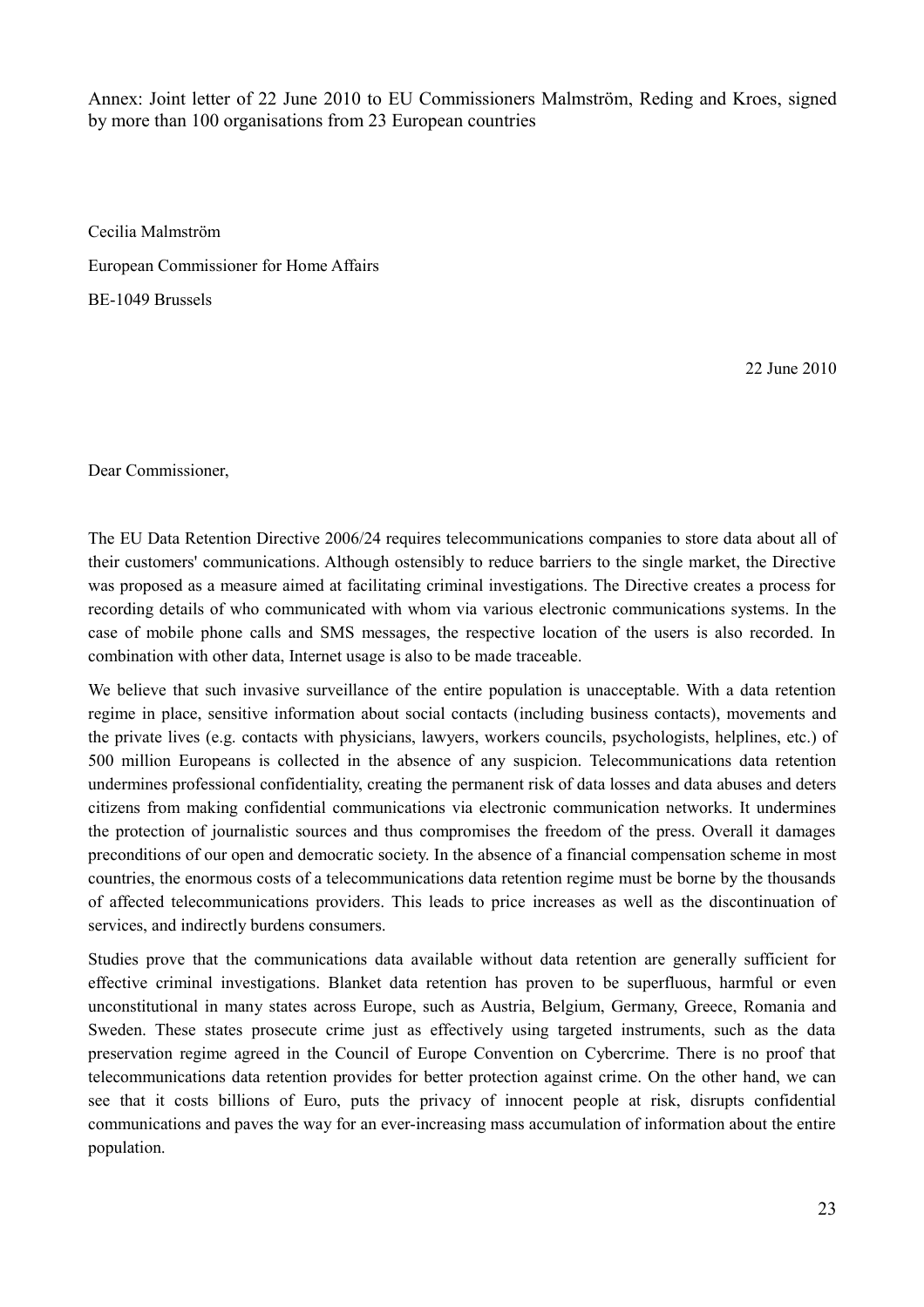Annex: Joint letter of 22 June 2010 to EU Commissioners Malmström, Reding and Kroes, signed by more than 100 organisations from 23 European countries

Cecilia Malmström

European Commissioner for Home Affairs

BE-1049 Brussels

22 June 2010

Dear Commissioner,

The EU Data Retention Directive 2006/24 requires telecommunications companies to store data about all of their customers' communications. Although ostensibly to reduce barriers to the single market, the Directive was proposed as a measure aimed at facilitating criminal investigations. The Directive creates a process for recording details of who communicated with whom via various electronic communications systems. In the case of mobile phone calls and SMS messages, the respective location of the users is also recorded. In combination with other data, Internet usage is also to be made traceable.

We believe that such invasive surveillance of the entire population is unacceptable. With a data retention regime in place, sensitive information about social contacts (including business contacts), movements and the private lives (e.g. contacts with physicians, lawyers, workers councils, psychologists, helplines, etc.) of 500 million Europeans is collected in the absence of any suspicion. Telecommunications data retention undermines professional confidentiality, creating the permanent risk of data losses and data abuses and deters citizens from making confidential communications via electronic communication networks. It undermines the protection of journalistic sources and thus compromises the freedom of the press. Overall it damages preconditions of our open and democratic society. In the absence of a financial compensation scheme in most countries, the enormous costs of a telecommunications data retention regime must be borne by the thousands of affected telecommunications providers. This leads to price increases as well as the discontinuation of services, and indirectly burdens consumers.

Studies prove that the communications data available without data retention are generally sufficient for effective criminal investigations. Blanket data retention has proven to be superfluous, harmful or even unconstitutional in many states across Europe, such as Austria, Belgium, Germany, Greece, Romania and Sweden. These states prosecute crime just as effectively using targeted instruments, such as the data preservation regime agreed in the Council of Europe Convention on Cybercrime. There is no proof that telecommunications data retention provides for better protection against crime. On the other hand, we can see that it costs billions of Euro, puts the privacy of innocent people at risk, disrupts confidential communications and paves the way for an ever-increasing mass accumulation of information about the entire population.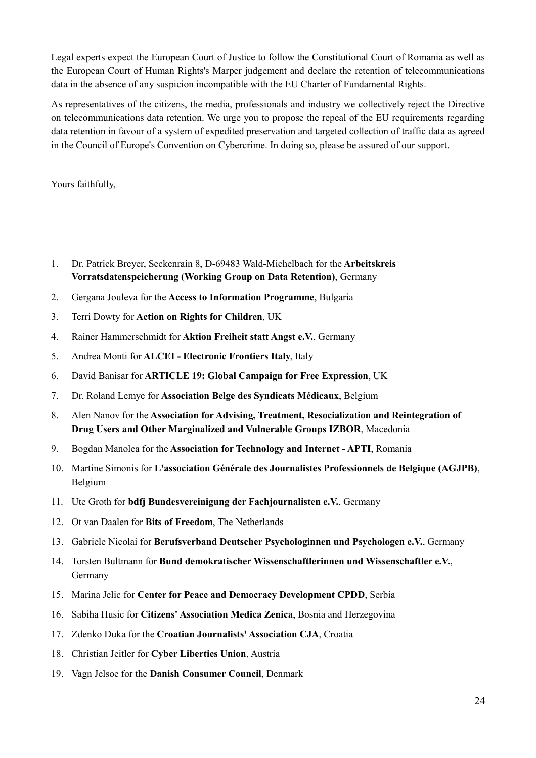Legal experts expect the European Court of Justice to follow the Constitutional Court of Romania as well as the European Court of Human Rights's Marper judgement and declare the retention of telecommunications data in the absence of any suspicion incompatible with the EU Charter of Fundamental Rights.

As representatives of the citizens, the media, professionals and industry we collectively reject the Directive on telecommunications data retention. We urge you to propose the repeal of the EU requirements regarding data retention in favour of a system of expedited preservation and targeted collection of traffic data as agreed in the Council of Europe's Convention on Cybercrime. In doing so, please be assured of our support.

Yours faithfully,

1. Dr. Patrick Breyer, Seckenrain 8, D-69483 Wald-Michelbach for the **Arbeitskreis Vorratsdatenspeicherung (Working Group on Data Retention)**, Germany
2. Gergana Jouleva for the **Access to Information Programme**, Bulgaria
3. Terri Dowty for **Action on Rights for Children**, UK
4. Rainer Hammerschmidt for **Aktion Freiheit statt Angst e.V.**, Germany
5. Andrea Monti for **ALCEI - Electronic Frontiers Italy**, Italy
6. David Banisar for **ARTICLE 19: Global Campaign for Free Expression**, UK
7. Dr. Roland Lemye for **Association Belge des Syndicats Médicaux**, Belgium
8. Alen Nanov for the **Association for Advising, Treatment, Resocialization and Reintegration of Drug Users and Other Marginalized and Vulnerable Groups IZBOR**, Macedonia
9. Bogdan Manolea for the **Association for Technology and Internet - APTI**, Romania
10. Martine Simonis for **L'association Générale des Journalistes Professionnels de Belgique (AGJPB)**, Belgium
11. Ute Groth for **bdfj Bundesvereinigung der Fachjournalisten e.V.**, Germany
12. Ot van Daalen for **Bits of Freedom**, The Netherlands
13. Gabriele Nicolai for **Berufsverband Deutscher Psychologinnen und Psychologen e.V.**, Germany
14. Torsten Bultmann for **Bund demokratischer Wissenschaftlerinnen und Wissenschaftler e.V.**, Germany
15. Marina Jelic for **Center for Peace and Democracy Development CPDD**, Serbia
16. Sabiha Husic for **Citizens' Association Medica Zenica**, Bosnia and Herzegovina
17. Zdenko Duka for the **Croatian Journalists' Association CJA**, Croatia
18. Christian Jeitler for **Cyber Liberties Union**, Austria
19. Vagn Jelsoe for the **Danish Consumer Council**, Denmark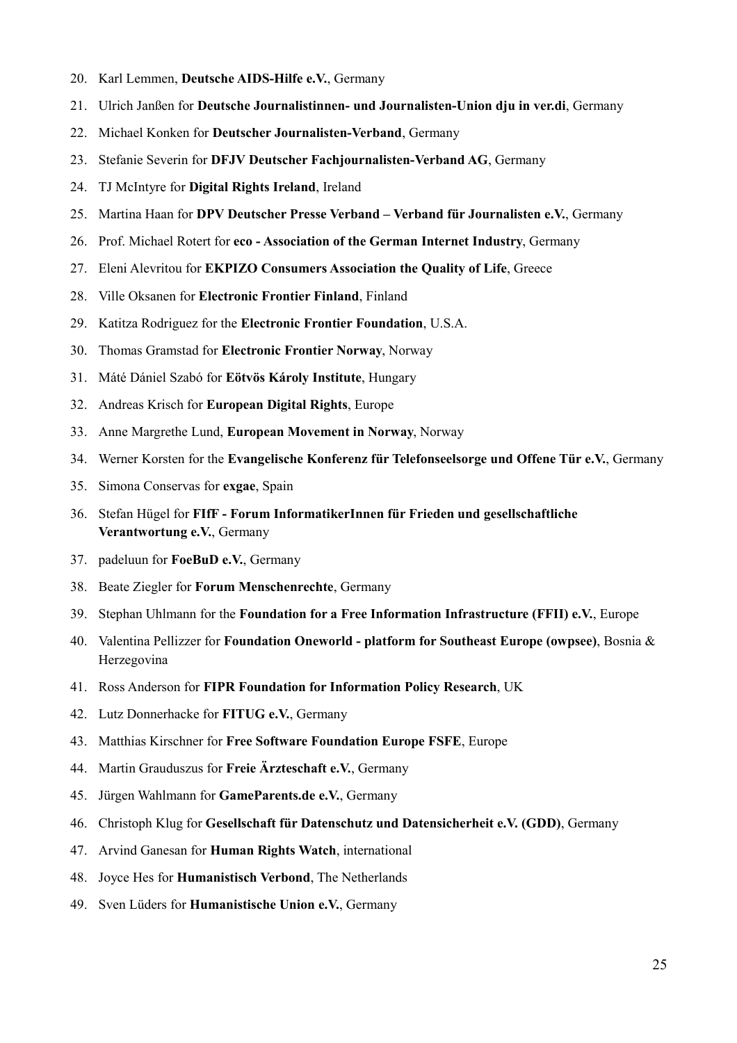20. Karl Lemmen, **Deutsche AIDS-Hilfe e.V.**, Germany
21. Ulrich Janßen for **Deutsche Journalistinnen- und Journalisten-Union dju in ver.di**, Germany
22. Michael Konken for **Deutscher Journalisten-Verband**, Germany
23. Stefanie Severin for **DFJV Deutscher Fachjournalisten-Verband AG**, Germany
24. TJ McIntyre for **Digital Rights Ireland**, Ireland
25. Martina Haan for **DPV Deutscher Presse Verband – Verband für Journalisten e.V.**, Germany
26. Prof. Michael Rotert for **eco - Association of the German Internet Industry**, Germany
27. Eleni Alevritou for **EKPIZO Consumers Association the Quality of Life**, Greece
28. Ville Oksanen for **Electronic Frontier Finland**, Finland
29. Katitza Rodriguez for the **Electronic Frontier Foundation**, U.S.A.
30. Thomas Gramstad for **Electronic Frontier Norway**, Norway
31. Máté Dániel Szabó for **Eötvös Károly Institute**, Hungary
32. Andreas Krisch for **European Digital Rights**, Europe
33. Anne Margrethe Lund, **European Movement in Norway**, Norway
34. Werner Korsten for the **Evangelische Konferenz für Telefonseelsorge und Offene Tür e.V.**, Germany
35. Simona Conservas for **exgae**, Spain
36. Stefan Hügel for **FIfF - Forum InformatikerInnen für Frieden und gesellschaftliche Verantwortung e.V.**, Germany
37. padeluun for **FoeBuD e.V.**, Germany
38. Beate Ziegler for **Forum Menschenrechte**, Germany
39. Stephan Uhlmann for the **Foundation for a Free Information Infrastructure (FFII) e.V.**, Europe
40. Valentina Pellizzer for **Foundation Oneworld - platform for Southeast Europe (owpsee)**, Bosnia & Herzegovina
41. Ross Anderson for **FIPR Foundation for Information Policy Research**, UK
42. Lutz Donnerhacke for **FITUG e.V.**, Germany
43. Matthias Kirschner for **Free Software Foundation Europe FSFE**, Europe
44. Martin Grauduszus for **Freie Ärzteschaft e.V.**, Germany
45. Jürgen Wahlmann for **GameParents.de e.V.**, Germany
46. Christoph Klug for **Gesellschaft für Datenschutz und Datensicherheit e.V. (GDD)**, Germany
47. Arvind Ganesan for **Human Rights Watch**, international
48. Joyce Hes for **Humanistisch Verbond**, The Netherlands
49. Sven Lüders for **Humanistische Union e.V.**, Germany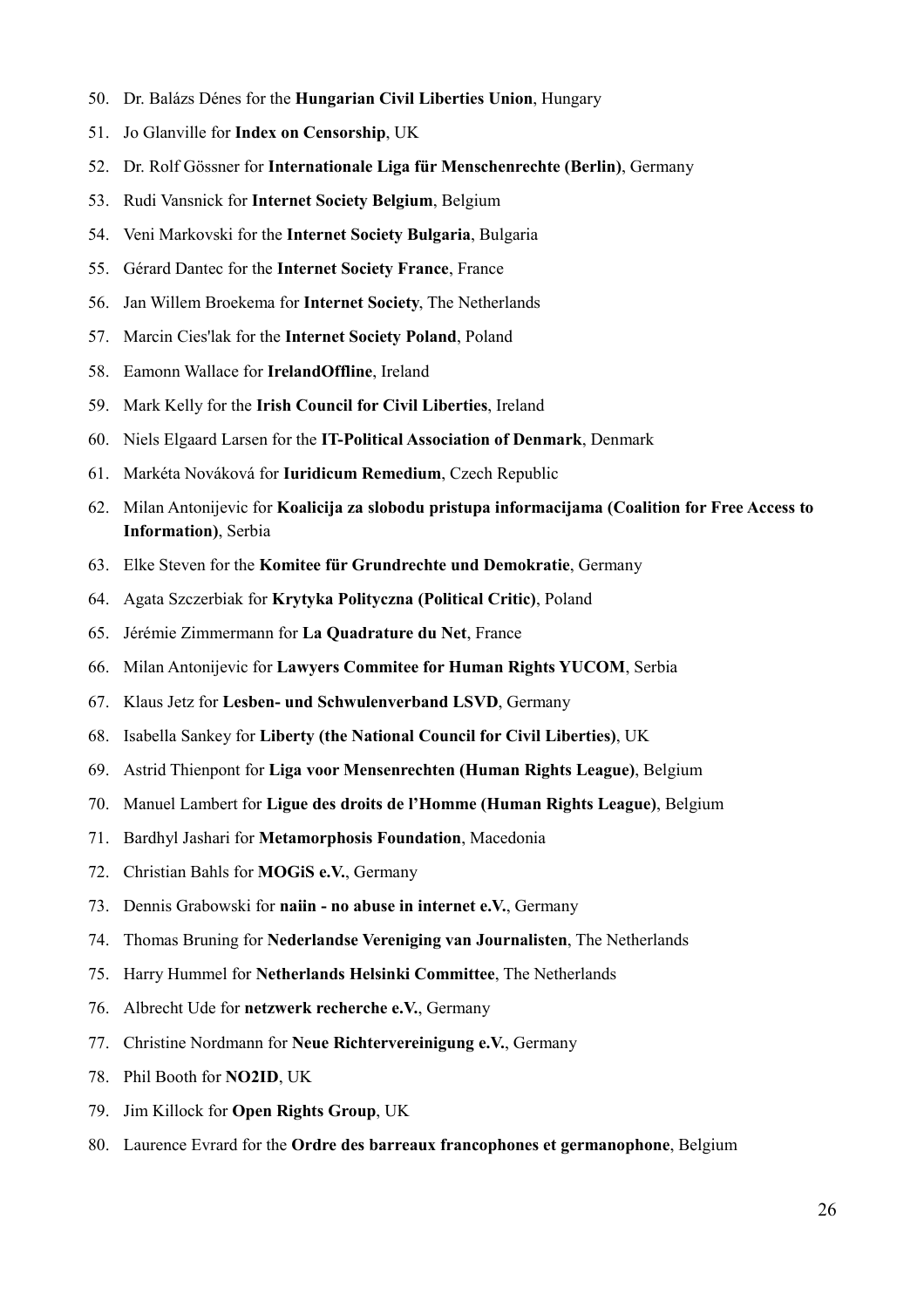50. Dr. Balázs Dénes for the **Hungarian Civil Liberties Union**, Hungary
51. Jo Glanville for **Index on Censorship**, UK
52. Dr. Rolf Gössner for **Internationale Liga für Menschenrechte (Berlin)**, Germany
53. Rudi Vansnick for **Internet Society Belgium**, Belgium
54. Veni Markovski for the **Internet Society Bulgaria**, Bulgaria
55. Gérard Dantec for the **Internet Society France**, France
56. Jan Willem Broekema for **Internet Society**, The Netherlands
57. Marcin Cies'lak for the **Internet Society Poland**, Poland
58. Eamonn Wallace for **IrelandOffline**, Ireland
59. Mark Kelly for the **Irish Council for Civil Liberties**, Ireland
60. Niels Elgaard Larsen for the **IT-Political Association of Denmark**, Denmark
61. Markéta Nováková for **Iuridicum Remedium**, Czech Republic
62. Milan Antonijevic for **Koalicija za slobodu pristupa informacijama (Coalition for Free Access to Information)**, Serbia
63. Elke Steven for the **Komitee für Grundrechte und Demokratie**, Germany
64. Agata Szczerbiak for **Krytyka Polityczna (Political Critic)**, Poland
65. Jérémie Zimmermann for **La Quadrature du Net**, France
66. Milan Antonijevic for **Lawyers Commitee for Human Rights YUCOM**, Serbia
67. Klaus Jetz for **Lesben- und Schwulenverband LSVD**, Germany
68. Isabella Sankey for **Liberty (the National Council for Civil Liberties)**, UK
69. Astrid Thienpont for **Liga voor Mensenrechten (Human Rights League)**, Belgium
70. Manuel Lambert for **Ligue des droits de l'Homme (Human Rights League)**, Belgium
71. Bardhyl Jashari for **Metamorphosis Foundation**, Macedonia
72. Christian Bahls for **MOGiS e.V.**, Germany
73. Dennis Grabowski for **naiin - no abuse in internet e.V.**, Germany
74. Thomas Bruning for **Nederlandse Vereniging van Journalisten**, The Netherlands
75. Harry Hummel for **Netherlands Helsinki Committee**, The Netherlands
76. Albrecht Ude for **netzwerk recherche e.V.**, Germany
77. Christine Nordmann for **Neue Richtervereinigung e.V.**, Germany
78. Phil Booth for **NO2ID**, UK
79. Jim Killock for **Open Rights Group**, UK
80. Laurence Evrard for the **Ordre des barreaux francophones et germanophone**, Belgium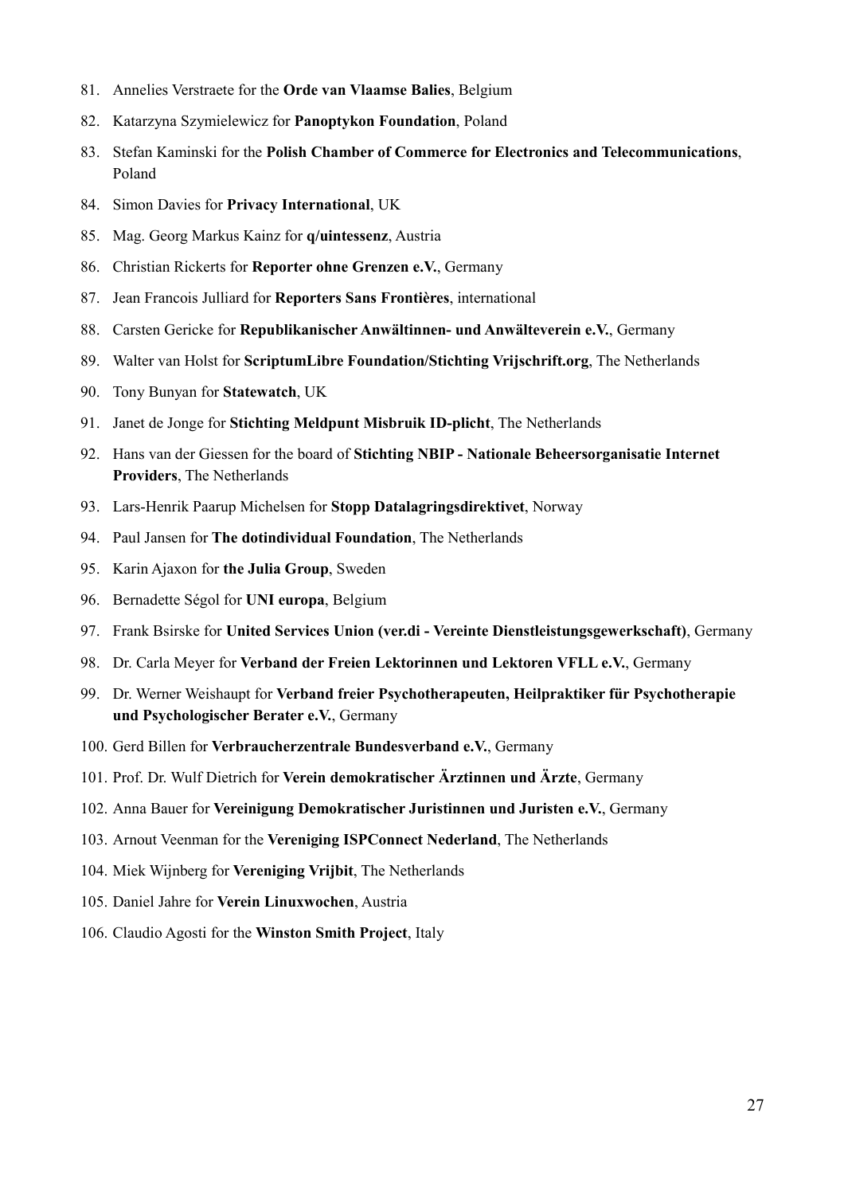81. Annelies Verstraete for the **Orde van Vlaamse Balies**, Belgium
82. Katarzyna Szymielewicz for **Panoptykon Foundation**, Poland
83. Stefan Kaminski for the **Polish Chamber of Commerce for Electronics and Telecommunications**, Poland
84. Simon Davies for **Privacy International**, UK
85. Mag. Georg Markus Kainz for **q/uintessenz**, Austria
86. Christian Rickerts for **Reporter ohne Grenzen e.V.**, Germany
87. Jean Francois Julliard for **Reporters Sans Frontières**, international
88. Carsten Gericke for **Republikanischer Anwältinnen- und Anwälteverein e.V.**, Germany
89. Walter van Holst for **ScriptumLibre Foundation/Stichting Vrijschrift.org**, The Netherlands
90. Tony Bunyan for **Statewatch**, UK
91. Janet de Jonge for **Stichting Meldpunt Misbruik ID-plicht**, The Netherlands
92. Hans van der Giessen for the board of **Stichting NBIP - Nationale Beheersorganisatie Internet Providers**, The Netherlands
93. Lars-Henrik Paarup Michelsen for **Stopp Datalagringsdirektivet**, Norway
94. Paul Jansen for **The dotindividual Foundation**, The Netherlands
95. Karin Ajaxon for **the Julia Group**, Sweden
96. Bernadette Ségol for **UNI europa**, Belgium
97. Frank Bsirske for **United Services Union (ver.di - Vereinte Dienstleistungsgewerkschaft)**, Germany
98. Dr. Carla Meyer for **Verband der Freien Lektorinnen und Lektoren VFLL e.V.**, Germany
99. Dr. Werner Weishaupt for **Verband freier Psychotherapeuten, Heilpraktiker für Psychotherapie und Psychologischer Berater e.V.**, Germany
100. Gerd Billen for **Verbraucherzentrale Bundesverband e.V.**, Germany
101. Prof. Dr. Wulf Dietrich for **Verein demokratischer Ärztinnen und Ärzte**, Germany
102. Anna Bauer for **Vereinigung Demokratischer Juristinnen und Juristen e.V.**, Germany
103. Arnout Veenman for the **Vereniging ISPConnect Nederland**, The Netherlands
104. Miek Wijnberg for **Vereniging Vrijbit**, The Netherlands
105. Daniel Jahre for **Verein Linuxwochen**, Austria
106. Claudio Agosti for the **Winston Smith Project**, Italy